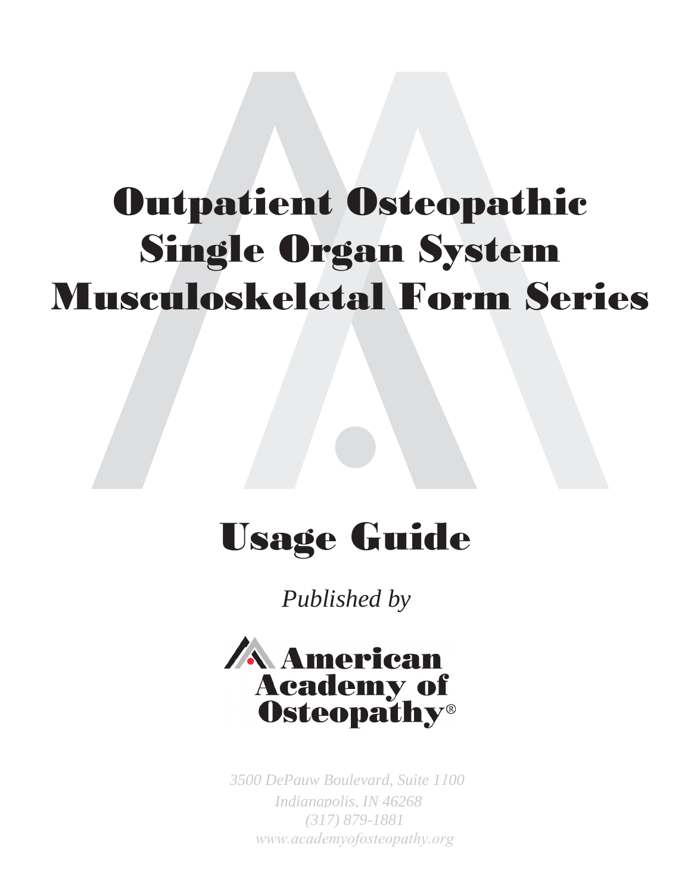# Outpatient Osteopathic Single Organ System Musculoskeletal Form Series

## Usage Guide

*Published by*

**American Academy of Osteopathy®**

*3500 DePauw Boulevard, Suite 1100*
*Indianapolis, IN 46268*
*(317) 879-1881*
*www.academyofosteopathy.org*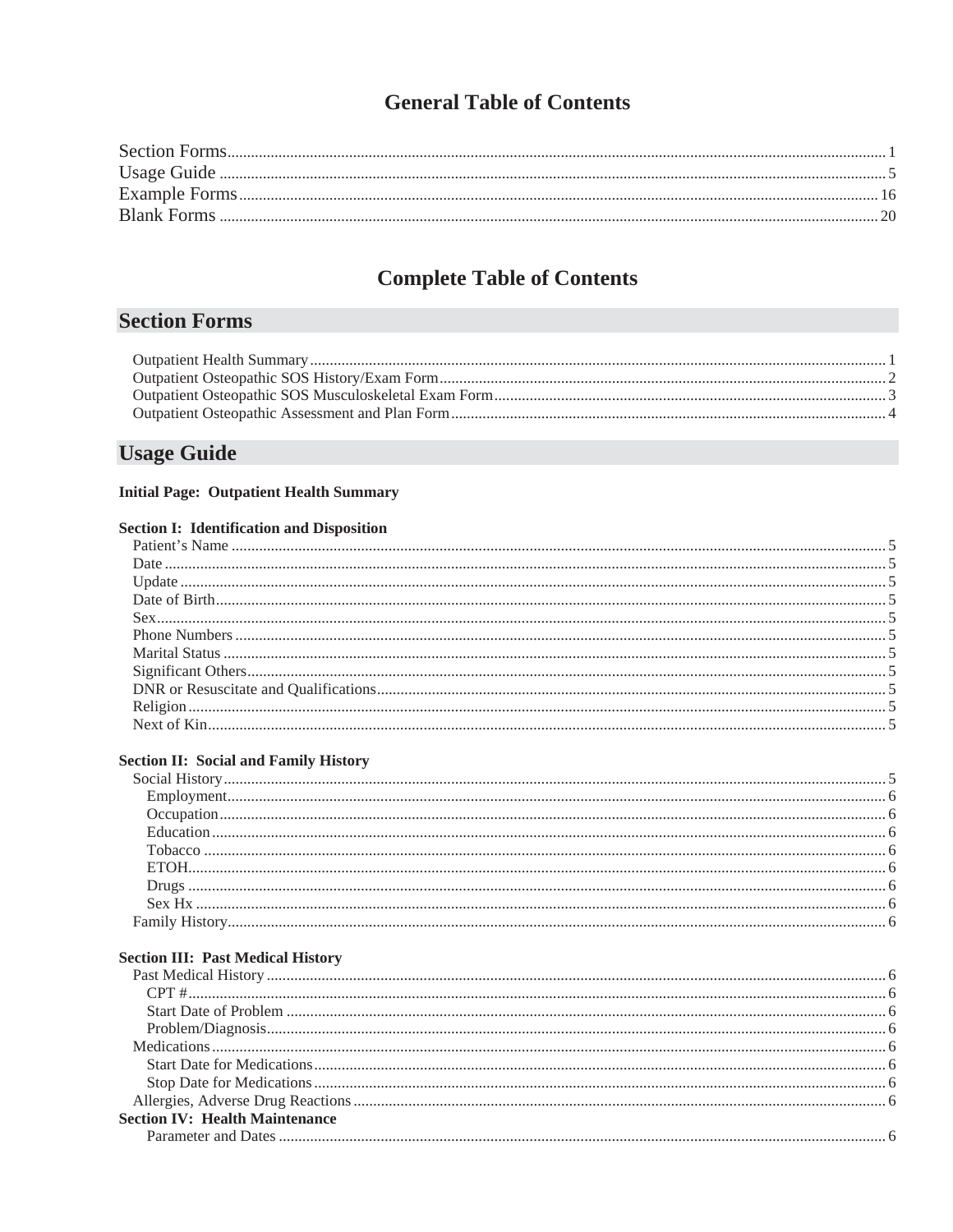# General Table of Contents

Section Forms ... 1
Usage Guide ... 5
Example Forms ... 16
Blank Forms ... 20

# Complete Table of Contents

## Section Forms

- Outpatient Health Summary ... 1
- Outpatient Osteopathic SOS History/Exam Form ... 2
- Outpatient Osteopathic SOS Musculoskeletal Exam Form ... 3
- Outpatient Osteopathic Assessment and Plan Form ... 4

## Usage Guide

**Initial Page: Outpatient Health Summary**

**Section I: Identification and Disposition**

- Patient's Name ... 5
- Date ... 5
- Update ... 5
- Date of Birth ... 5
- Sex ... 5
- Phone Numbers ... 5
- Marital Status ... 5
- Significant Others ... 5
- DNR or Resuscitate and Qualifications ... 5
- Religion ... 5
- Next of Kin ... 5

**Section II: Social and Family History**

- Social History ... 5
  - Employment ... 6
  - Occupation ... 6
  - Education ... 6
  - Tobacco ... 6
  - ETOH ... 6
  - Drugs ... 6
  - Sex Hx ... 6
- Family History ... 6

**Section III: Past Medical History**

- Past Medical History ... 6
  - CPT # ... 6
  - Start Date of Problem ... 6
  - Problem/Diagnosis ... 6
- Medications ... 6
  - Start Date for Medications ... 6
  - Stop Date for Medications ... 6
- Allergies, Adverse Drug Reactions ... 6

**Section IV: Health Maintenance**

- Parameter and Dates ... 6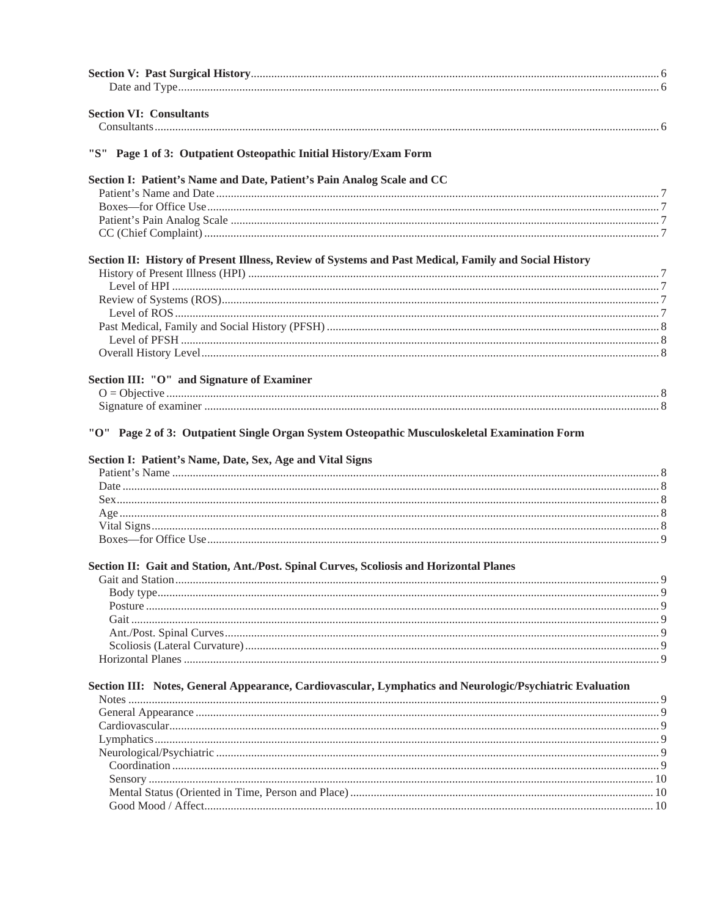**Section V: Past Surgical History** ........ 6
  Date and Type ........ 6

**Section VI: Consultants**
  Consultants ........ 6

**"S" Page 1 of 3: Outpatient Osteopathic Initial History/Exam Form**

**Section I: Patient's Name and Date, Patient's Pain Analog Scale and CC**
  Patient's Name and Date ........ 7
  Boxes—for Office Use ........ 7
  Patient's Pain Analog Scale ........ 7
  CC (Chief Complaint) ........ 7

**Section II: History of Present Illness, Review of Systems and Past Medical, Family and Social History**
  History of Present Illness (HPI) ........ 7
    Level of HPI ........ 7
  Review of Systems (ROS) ........ 7
    Level of ROS ........ 7
  Past Medical, Family and Social History (PFSH) ........ 8
    Level of PFSH ........ 8
  Overall History Level ........ 8

**Section III: "O" and Signature of Examiner**
  O = Objective ........ 8
  Signature of examiner ........ 8

**"O" Page 2 of 3: Outpatient Single Organ System Osteopathic Musculoskeletal Examination Form**

**Section I: Patient's Name, Date, Sex, Age and Vital Signs**
  Patient's Name ........ 8
  Date ........ 8
  Sex ........ 8
  Age ........ 8
  Vital Signs ........ 8
  Boxes—for Office Use ........ 9

**Section II: Gait and Station, Ant./Post. Spinal Curves, Scoliosis and Horizontal Planes**
  Gait and Station ........ 9
    Body type ........ 9
    Posture ........ 9
    Gait ........ 9
    Ant./Post. Spinal Curves ........ 9
    Scoliosis (Lateral Curvature) ........ 9
  Horizontal Planes ........ 9

**Section III: Notes, General Appearance, Cardiovascular, Lymphatics and Neurologic/Psychiatric Evaluation**
  Notes ........ 9
  General Appearance ........ 9
  Cardiovascular ........ 9
  Lymphatics ........ 9
  Neurological/Psychiatric ........ 9
    Coordination ........ 9
    Sensory ........ 10
    Mental Status (Oriented in Time, Person and Place) ........ 10
    Good Mood / Affect ........ 10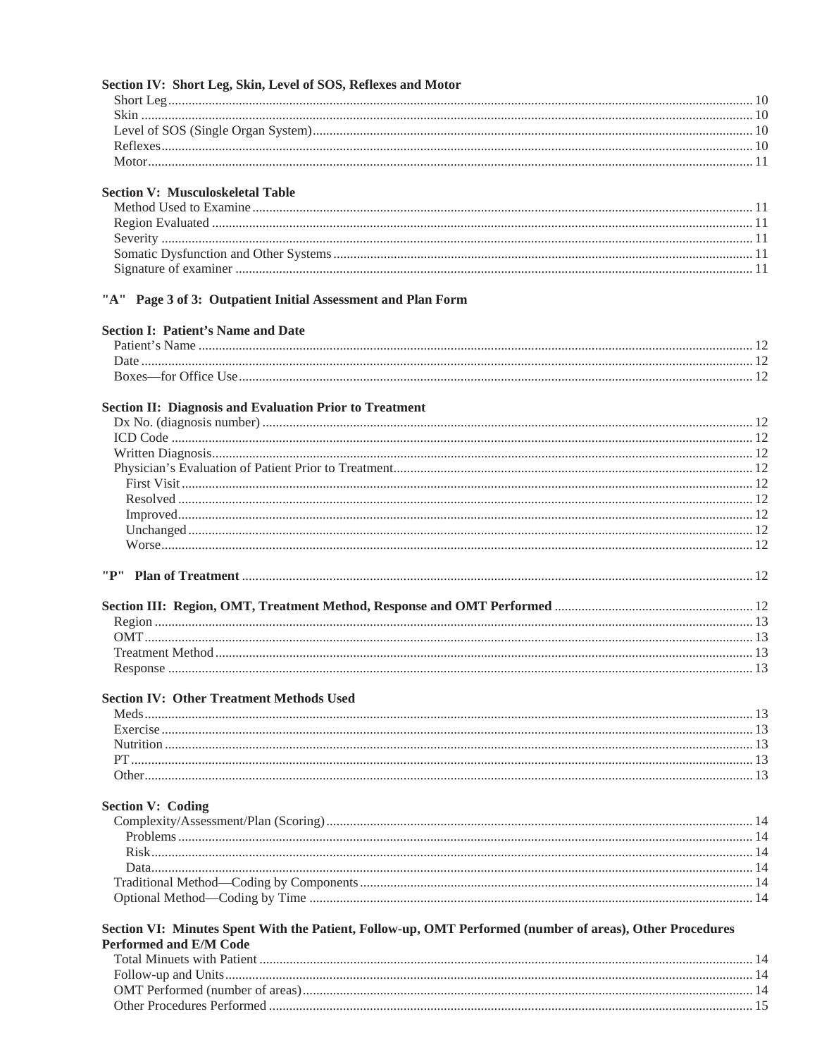**Section IV: Short Leg, Skin, Level of SOS, Reflexes and Motor**

Short Leg ... 10
Skin ... 10
Level of SOS (Single Organ System) ... 10
Reflexes ... 10
Motor ... 11

**Section V: Musculoskeletal Table**

Method Used to Examine ... 11
Region Evaluated ... 11
Severity ... 11
Somatic Dysfunction and Other Systems ... 11
Signature of examiner ... 11

**"A" Page 3 of 3: Outpatient Initial Assessment and Plan Form**

**Section I: Patient's Name and Date**

Patient's Name ... 12
Date ... 12
Boxes—for Office Use ... 12

**Section II: Diagnosis and Evaluation Prior to Treatment**

Dx No. (diagnosis number) ... 12
ICD Code ... 12
Written Diagnosis ... 12
Physician's Evaluation of Patient Prior to Treatment ... 12
- First Visit ... 12
- Resolved ... 12
- Improved ... 12
- Unchanged ... 12
- Worse ... 12

**"P" Plan of Treatment** ... 12

**Section III: Region, OMT, Treatment Method, Response and OMT Performed** ... 12

Region ... 13
OMT ... 13
Treatment Method ... 13
Response ... 13

**Section IV: Other Treatment Methods Used**

Meds ... 13
Exercise ... 13
Nutrition ... 13
PT ... 13
Other ... 13

**Section V: Coding**

Complexity/Assessment/Plan (Scoring) ... 14
- Problems ... 14
- Risk ... 14
- Data ... 14

Traditional Method—Coding by Components ... 14
Optional Method—Coding by Time ... 14

**Section VI: Minutes Spent With the Patient, Follow-up, OMT Performed (number of areas), Other Procedures Performed and E/M Code**

Total Minuets with Patient ... 14
Follow-up and Units ... 14
OMT Performed (number of areas) ... 14
Other Procedures Performed ... 15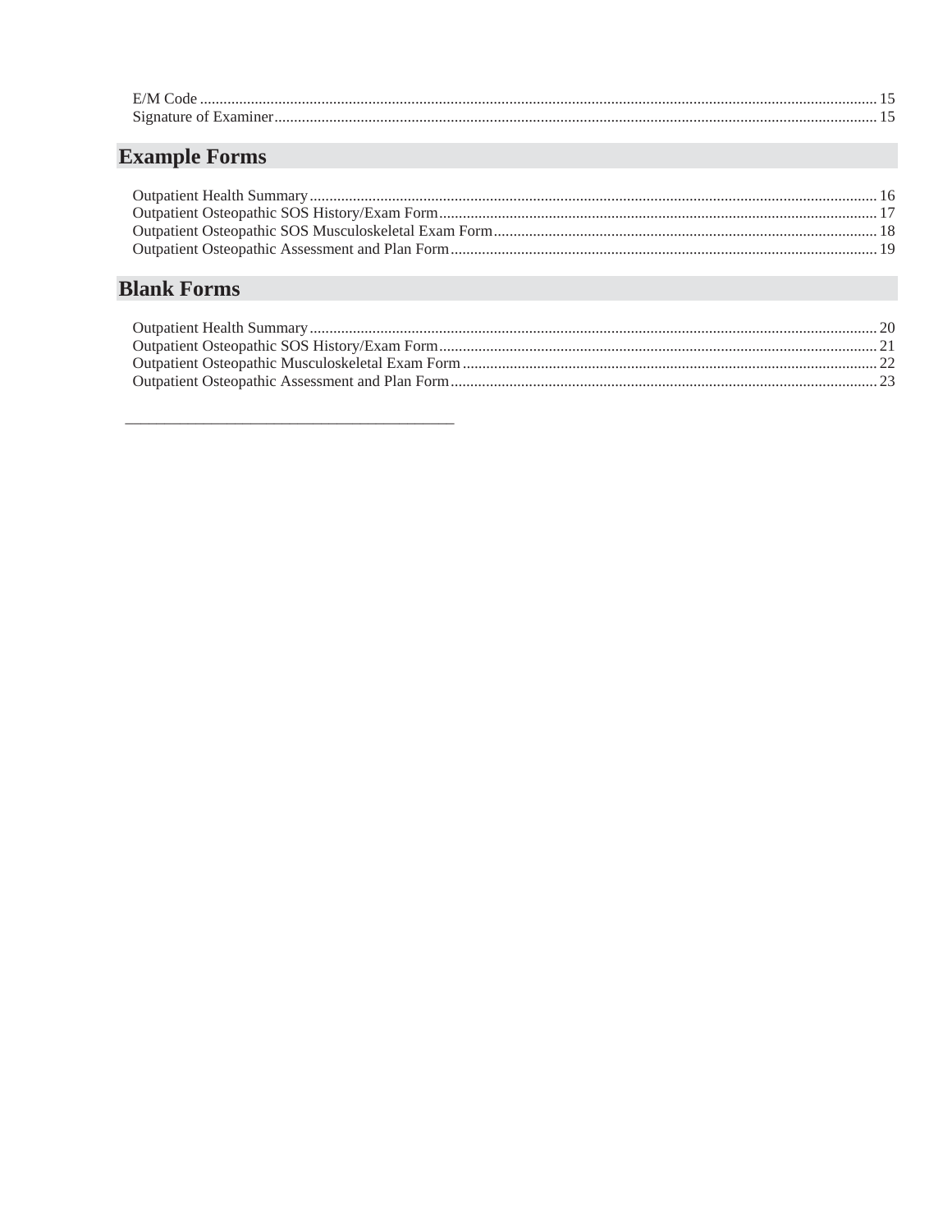E/M Code ........................................................................................................................................................... 15
Signature of Examiner........................................................................................................................................ 15

## Example Forms

Outpatient Health Summary ................................................................................................................................ 16
Outpatient Osteopathic SOS History/Exam Form............................................................................................... 17
Outpatient Osteopathic SOS Musculoskeletal Exam Form................................................................................. 18
Outpatient Osteopathic Assessment and Plan Form............................................................................................ 19

## Blank Forms

Outpatient Health Summary ................................................................................................................................ 20
Outpatient Osteopathic SOS History/Exam Form............................................................................................... 21
Outpatient Osteopathic Musculoskeletal Exam Form......................................................................................... 22
Outpatient Osteopathic Assessment and Plan Form............................................................................................ 23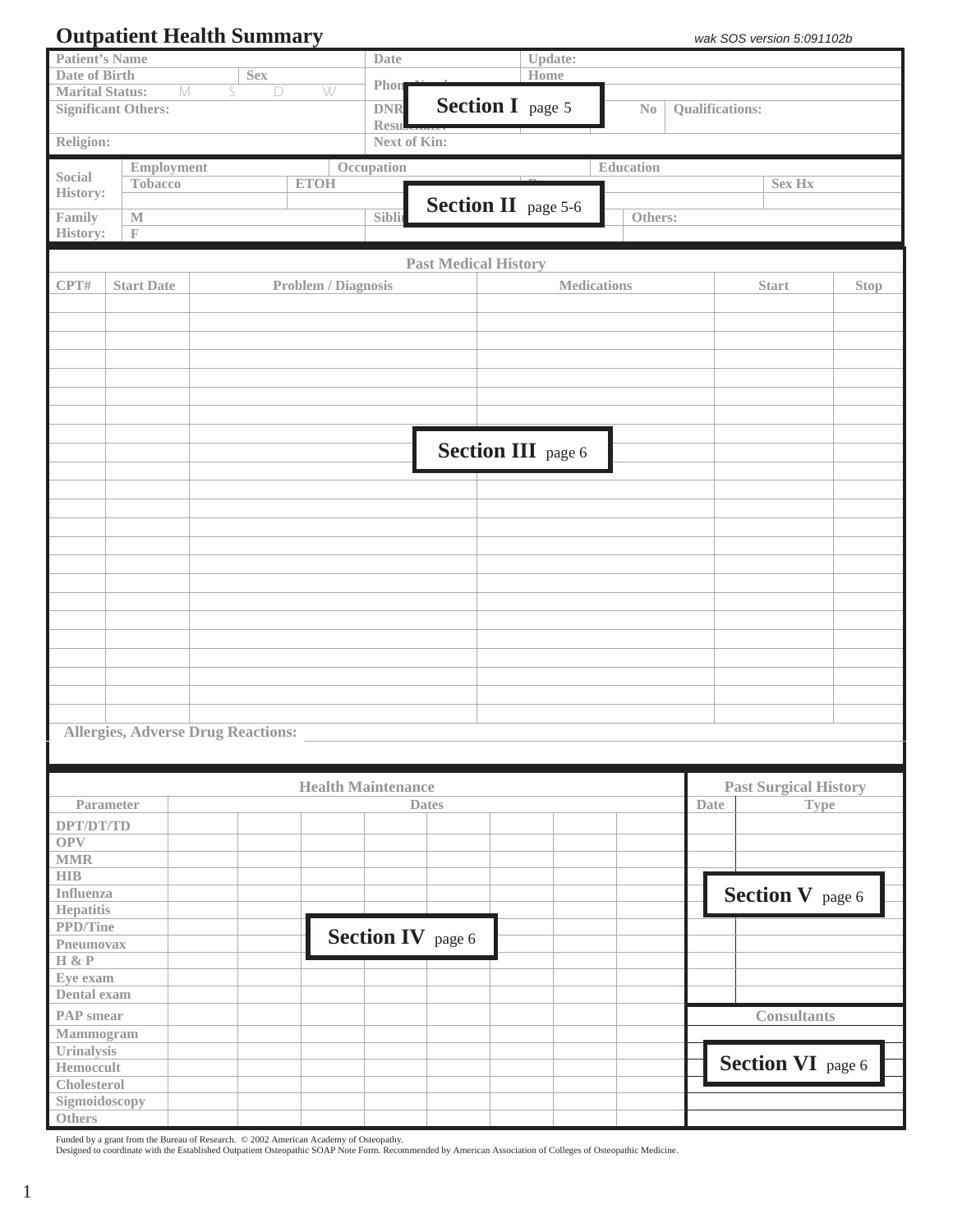# Outpatient Health Summary

*wak SOS version 5:091102b*

| Patient's Name | | Date | Update: |
|---|---|---|---|
| Date of Birth | Sex | Phone Number | Home |
| Marital Status: M S D W | | | |
| Significant Others: | | DNR / Resuscitate? | No / Qualifications: |
| Religion: | | Next of Kin: | |

**Section I** page 5

| Social History: | Employment | Occupation | Education | |
|---|---|---|---|---|
| | Tobacco | ETOH | D... | Sex Hx |
| Family History: | M | Sibli... | Others: | |
| | F | | | |

**Section II** page 5-6

## Past Medical History

| CPT# | Start Date | Problem / Diagnosis | Medications | Start | Stop |
|---|---|---|---|---|---|
| | | | | | |
| | | | | | |
| | | | | | |
| | | | | | |
| | | | | | |
| | | | | | |
| | | | | | |
| | | | | | |
| | | | | | |
| | | | | | |
| | | | | | |
| | | | | | |
| | | | | | |
| | | | | | |
| | | | | | |
| | | | | | |
| | | | | | |
| | | | | | |
| | | | | | |
| | | | | | |
| | | | | | |
| | | | | | |

**Section III** page 6

Allergies, Adverse Drug Reactions:

## Health Maintenance

| Parameter | Dates | | | | | | | |
|---|---|---|---|---|---|---|---|---|
| DPT/DT/TD | | | | | | | | |
| OPV | | | | | | | | |
| MMR | | | | | | | | |
| HIB | | | | | | | | |
| Influenza | | | | | | | | |
| Hepatitis | | | | | | | | |
| PPD/Tine | | | | | | | | |
| Pneumovax | | | | | | | | |
| H & P | | | | | | | | |
| Eye exam | | | | | | | | |
| Dental exam | | | | | | | | |
| PAP smear | | | | | | | | |
| Mammogram | | | | | | | | |
| Urinalysis | | | | | | | | |
| Hemoccult | | | | | | | | |
| Cholesterol | | | | | | | | |
| Sigmoidoscopy | | | | | | | | |
| Others | | | | | | | | |

**Section IV** page 6

## Past Surgical History

| Date | Type |
|---|---|
| | |
| | |
| | |
| | |
| | |
| | |
| | |
| | |
| | |
| | |
| | |

**Section V** page 6

## Consultants

| |
|---|
| |
| |
| |
| |
| |
| |

**Section VI** page 6

Funded by a grant from the Bureau of Research. © 2002 American Academy of Osteopathy.
Designed to coordinate with the Established Outpatient Osteopathic SOAP Note Form. Recommended by American Association of Colleges of Osteopathic Medicine.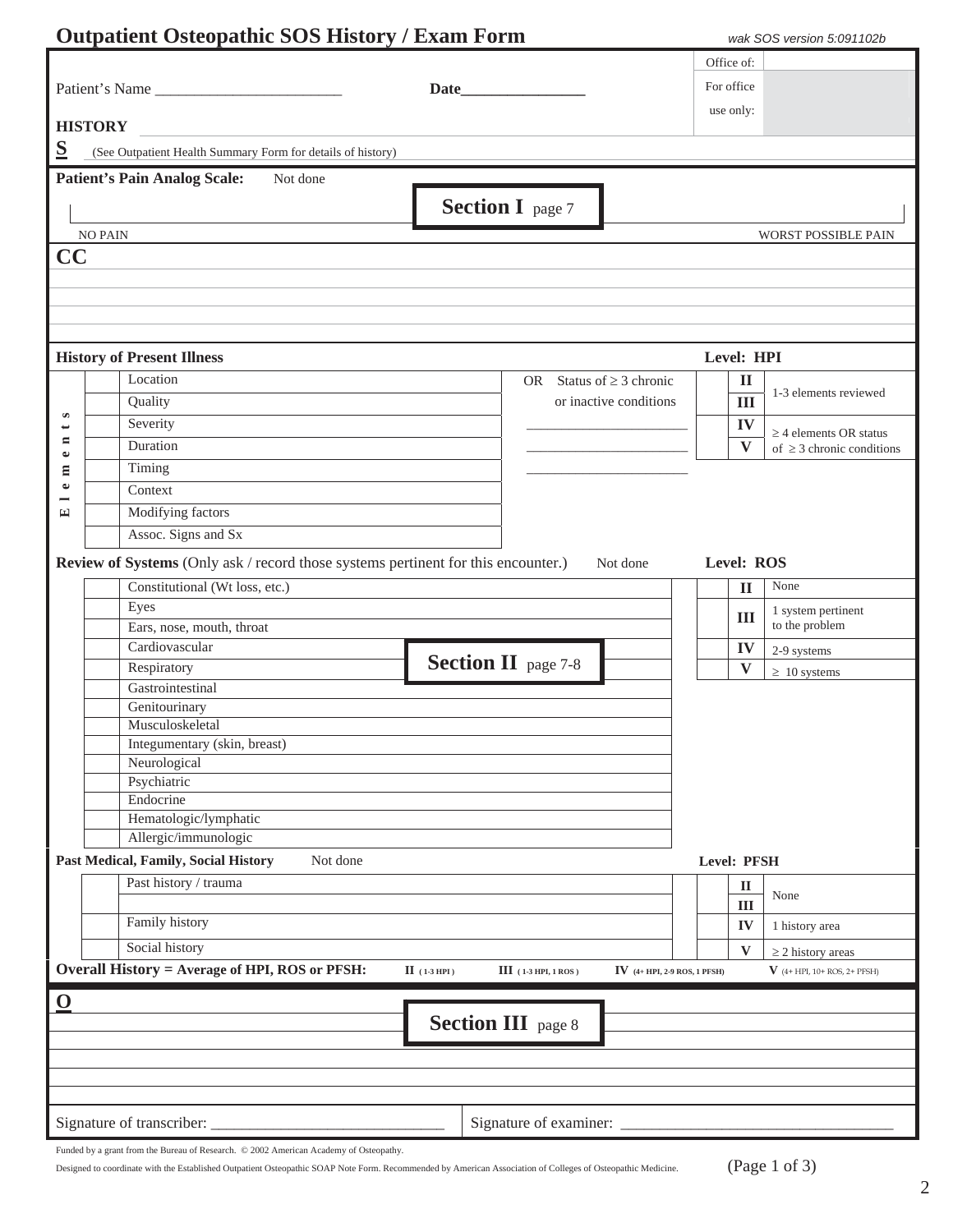# Outpatient Osteopathic SOS History / Exam Form

*wak SOS version 5:091102b*

| Office of: | |
|---|---|
| For office use only: | |

Patient's Name ________________________ **Date**________________

**HISTORY**

**S** (See Outpatient Health Summary Form for details of history)

**Patient's Pain Analog Scale:** Not done

**Section I** page 7

NO PAIN — WORST POSSIBLE PAIN

**CC**

**History of Present Illness** — **Level: HPI**

| Elements | | | |
|---|---|---|---|
| | | Location | OR Status of ≥ 3 chronic or inactive conditions |
| | | Quality | |
| | | Severity | ______________________ |
| | | Duration | ______________________ |
| | | Timing | ______________________ |
| | | Context | |
| | | Modifying factors | |
| | | Assoc. Signs and Sx | |

| | Level | |
|---|---|---|
| | II | 1-3 elements reviewed |
| | III | |
| | IV | ≥ 4 elements OR status of ≥ 3 chronic conditions |
| | V | |

**Review of Systems** (Only ask / record those systems pertinent for this encounter.) Not done — **Level: ROS**

**Section II** page 7-8

| | |
|---|---|
| | Constitutional (Wt loss, etc.) |
| | Eyes |
| | Ears, nose, mouth, throat |
| | Cardiovascular |
| | Respiratory |
| | Gastrointestinal |
| | Genitourinary |
| | Musculoskeletal |
| | Integumentary (skin, breast) |
| | Neurological |
| | Psychiatric |
| | Endocrine |
| | Hematologic/lymphatic |
| | Allergic/immunologic |

| | Level | |
|---|---|---|
| | II | None |
| | III | 1 system pertinent to the problem |
| | IV | 2-9 systems |
| | V | ≥ 10 systems |

**Past Medical, Family, Social History** Not done — **Level: PFSH**

| | |
|---|---|
| | Past history / trauma |
| | |
| | Family history |
| | Social history |

| | Level | |
|---|---|---|
| | II | None |
| | III | |
| | IV | 1 history area |
| | V | ≥ 2 history areas |

**Overall History = Average of HPI, ROS or PFSH:** **II** (1-3 HPI) **III** (1-3 HPI, 1 ROS) **IV** (4+ HPI, 2-9 ROS, 1 PFSH) **V** (4+ HPI, 10+ ROS, 2+ PFSH)

**O**

**Section III** page 8

Signature of transcriber: ____________________________ Signature of examiner: ________________________________

Funded by a grant from the Bureau of Research. © 2002 American Academy of Osteopathy.

Designed to coordinate with the Established Outpatient Osteopathic SOAP Note Form. Recommended by American Association of Colleges of Osteopathic Medicine.

(Page 1 of 3)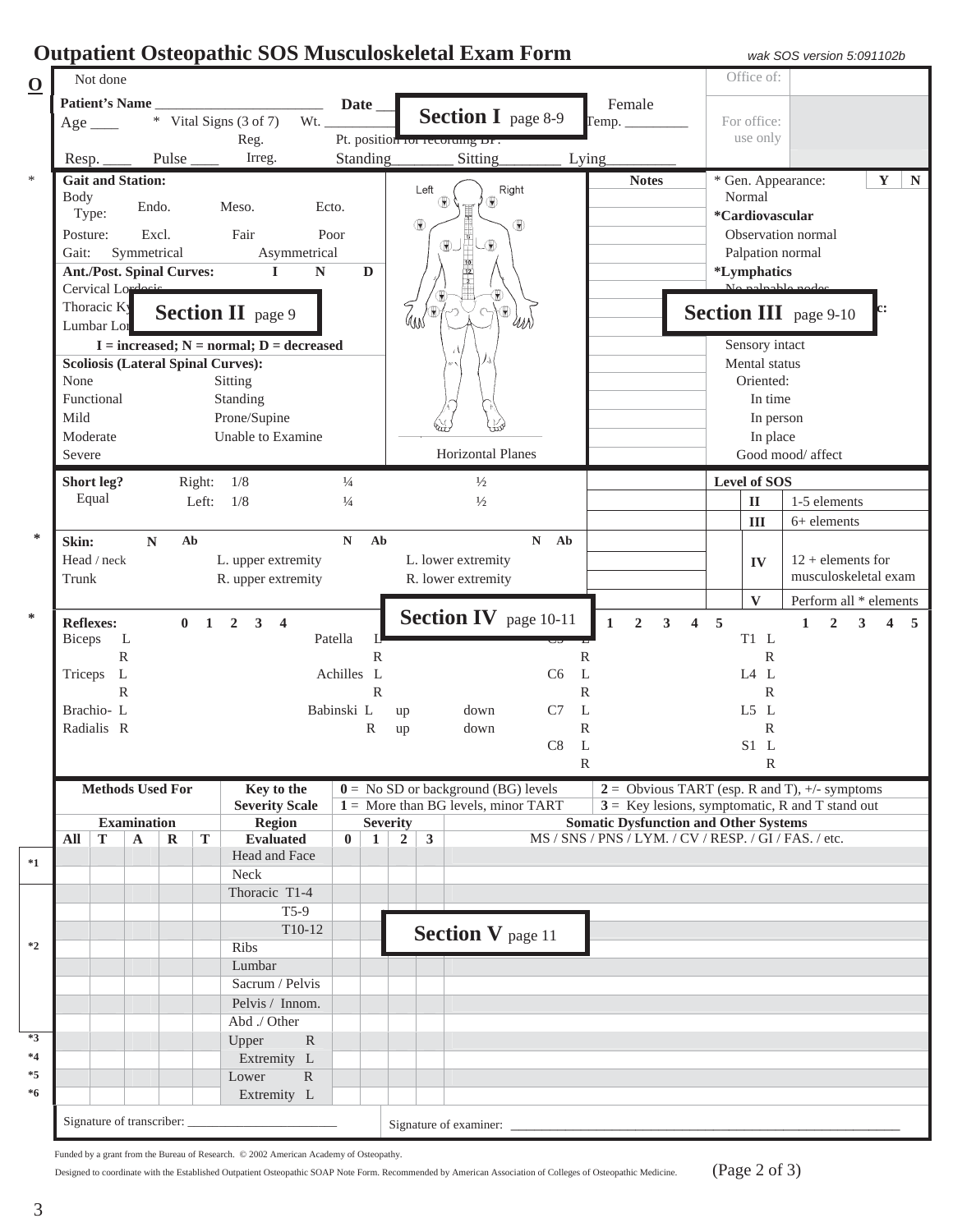# Outpatient Osteopathic SOS Musculoskeletal Exam Form

*wak SOS version 5:091102b*

**O**

Not done

**Patient's Name** ______________________ **Date** ___ **Section I** page 8-9 Female

Age ____ * Vital Signs (3 of 7) Wt. ________ Temp. ________

Reg. Pt. position for recording BP:

Resp. ____ Pulse ____ Irreg. Standing________ Sitting________ Lying_________

Office of:

For office: use only

---

**Gait and Station:**

Body Type: Endo. Meso. Ecto.

Posture: Excl. Fair Poor

Gait: Symmetrical Asymmetrical

**Ant./Post. Spinal Curves:** I N D

Cervical Lordosis

Thoracic Ky **Section II** page 9

Lumbar Lor

**I = increased; N = normal; D = decreased**

**Scoliosis (Lateral Spinal Curves):**

None — Sitting

Functional — Standing

Mild — Prone/Supine

Moderate — Unable to Examine

Severe

Left / Right — Horizontal Planes

**Notes**

* Gen. Appearance: Normal — Y / N

***Cardiovascular**

Observation normal

Palpation normal

***Lymphatics**

No palpable nodes

**Section III** page 9-10

Sensory intact

Mental status

Oriented:

In time

In person

In place

Good mood/ affect

---

**Short leg?** Right: 1/8 ¼ ½

Equal Left: 1/8 ¼ ½

| **Level of SOS** | |
|---|---|
| **II** | 1-5 elements |
| **III** | 6+ elements |
| **IV** | 12 + elements for musculoskeletal exam |
| **V** | Perform all * elements |

\* **Skin:** N Ab — N Ab — N Ab

Head / neck — L. upper extremity — L. lower extremity

Trunk — R. upper extremity — R. lower extremity

---

\* **Reflexes:** 0 1 2 3 4 — **Section IV** page 10-11 — 1 2 3 4 5 — 1 2 3 4 5

Biceps L, R — Patella L, R — C5 L, R — T1 L, R

Triceps L, R — Achilles L, R — C6 L, R — L4 L, R

Brachio- L, Radialis R — Babinski L up down, R up down — C7 L, R — L5 L, R

C8 L, R — S1 L, R

---

**Key to the Severity Scale**

**0** = No SD or background (BG) levels

**1** = More than BG levels, minor TART

**2** = Obvious TART (esp. R and T), +/- symptoms

**3** = Key lesions, symptomatic, R and T stand out

**Section V** page 11

| | **Methods Used For Examination** | | | | | **Region Evaluated** | **Severity** | | | | **Somatic Dysfunction and Other Systems** |
|---|---|---|---|---|---|---|---|---|---|---|---|
| | **All** | **T** | **A** | **R** | **T** | | **0** | **1** | **2** | **3** | MS / SNS / PNS / LYM. / CV / RESP. / GI / FAS. / etc. |
| *1 | | | | | | Head and Face | | | | | |
| | | | | | | Neck | | | | | |
| *2 | | | | | | Thoracic T1-4 | | | | | |
| | | | | | | T5-9 | | | | | |
| | | | | | | T10-12 | | | | | |
| | | | | | | Ribs | | | | | |
| | | | | | | Lumbar | | | | | |
| | | | | | | Sacrum / Pelvis | | | | | |
| | | | | | | Pelvis / Innom. | | | | | |
| | | | | | | Abd./ Other | | | | | |
| *3 | | | | | | Upper Extremity R | | | | | |
| *4 | | | | | | Upper Extremity L | | | | | |
| *5 | | | | | | Lower Extremity R | | | | | |
| *6 | | | | | | Lower Extremity L | | | | | |

Signature of transcriber: ________________________ Signature of examiner: ____________________________________________

Funded by a grant from the Bureau of Research. © 2002 American Academy of Osteopathy.

Designed to coordinate with the Established Outpatient Osteopathic SOAP Note Form. Recommended by American Association of Colleges of Osteopathic Medicine.

(Page 2 of 3)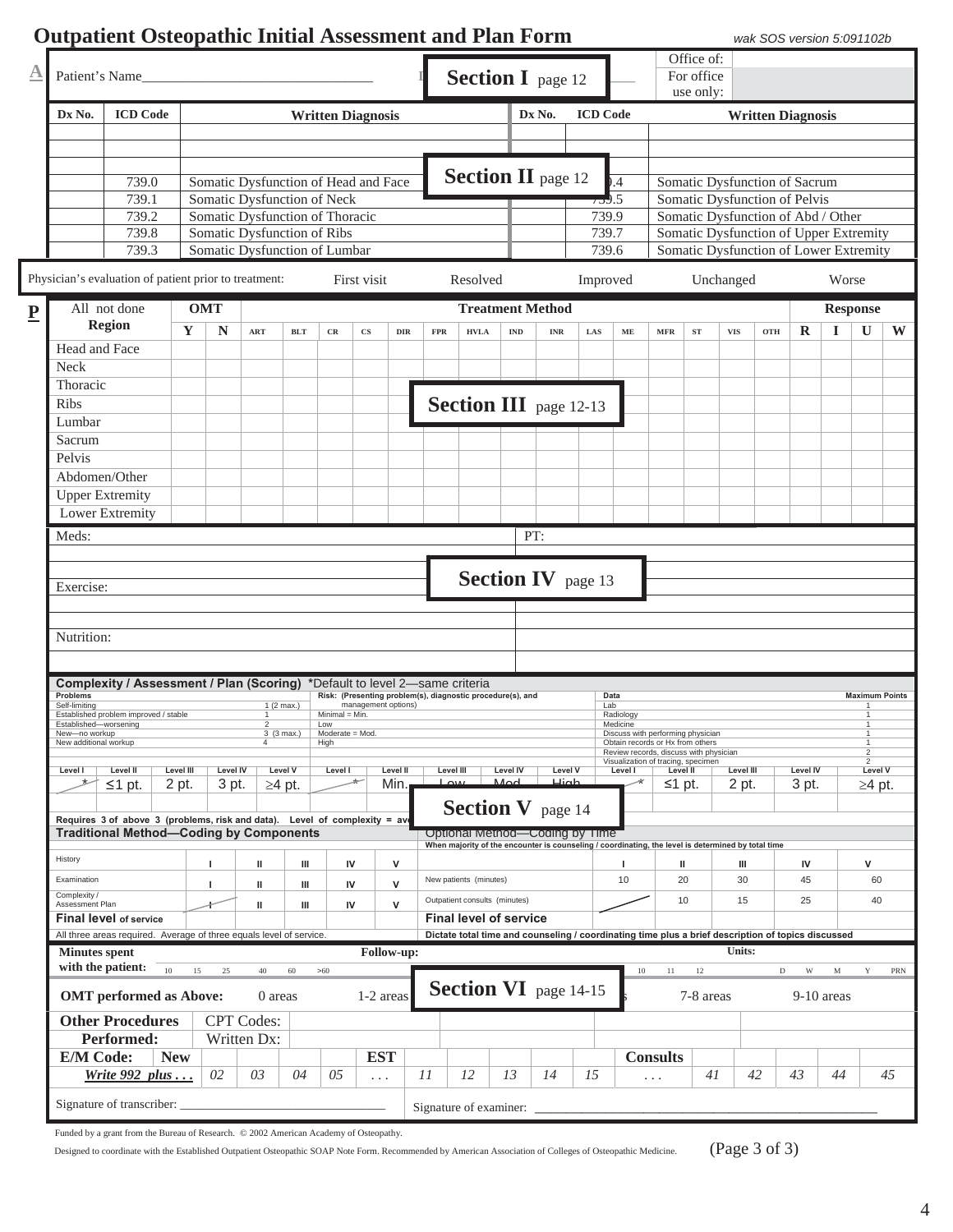# Outpatient Osteopathic Initial Assessment and Plan Form

*wak SOS version 5:091102b*

**A**

Patient's Name_______________________________ **Section I** page 12

Office of: For office use only:

| Dx No. | ICD Code | Written Diagnosis | Dx No. | ICD Code | Written Diagnosis |
|---|---|---|---|---|---|
| | | | | | |
| | | | | | |
| | | **Section II** page 12 | | | |
| | 739.0 | Somatic Dysfunction of Head and Face | | 739.4 | Somatic Dysfunction of Sacrum |
| | 739.1 | Somatic Dysfunction of Neck | | 739.5 | Somatic Dysfunction of Pelvis |
| | 739.2 | Somatic Dysfunction of Thoracic | | 739.9 | Somatic Dysfunction of Abd / Other |
| | 739.8 | Somatic Dysfunction of Ribs | | 739.7 | Somatic Dysfunction of Upper Extremity |
| | 739.3 | Somatic Dysfunction of Lumbar | | 739.6 | Somatic Dysfunction of Lower Extremity |

Physician's evaluation of patient prior to treatment: First visit Resolved Improved Unchanged Worse

**P**

| All not done Region | OMT Y | N | ART | BLT | CR | CS | DIR | FPR | HVLA | IND | INR | LAS | ME | MFR | ST | VIS | OTH | R | I | U | W |
|---|---|---|---|---|---|---|---|---|---|---|---|---|---|---|---|---|---|---|---|---|---|
| Head and Face | | | | | | | | | | | | | | | | | | | | | |
| Neck | | | | | | | | | | | | | | | | | | | | | |
| Thoracic | | | | | | | | | | | | | | | | | | | | | |
| Ribs | | | | | | | | **Section III** page 12-13 | | | | | | | | | | | | | |
| Lumbar | | | | | | | | | | | | | | | | | | | | | |
| Sacrum | | | | | | | | | | | | | | | | | | | | | |
| Pelvis | | | | | | | | | | | | | | | | | | | | | |
| Abdomen/Other | | | | | | | | | | | | | | | | | | | | | |
| Upper Extremity | | | | | | | | | | | | | | | | | | | | | |
| Lower Extremity | | | | | | | | | | | | | | | | | | | | | |

(Treatment Method: ART through OTH; Response: R, I, U, W)

Meds: PT:

**Section IV** page 13

Exercise:

Nutrition:

**Complexity / Assessment / Plan (Scoring)** *Default to level 2—same criteria

| Problems | | Risk: (Presenting problem(s), diagnostic procedure(s), and management options) | Data | Maximum Points |
|---|---|---|---|---|
| Self-limiting | 1 (2 max.) | Minimal = Min. | Lab | 1 |
| Established problem improved / stable | 1 | Low | Radiology | 1 |
| Established—worsening | 2 | Moderate = Mod. | Medicine | 1 |
| New—no workup | 3 (3 max.) | High | Discuss with performing physician | 1 |
| New additional workup | 4 | | Obtain records or Hx from others | 1 |
| | | | Review records, discuss with physician | 2 |
| | | | Visualization of tracing, specimen | 2 |

| Level I | Level II | Level III | Level IV | Level V | Level I | Level II | Level III | Level IV | Level V | Level I | Level II | Level III | Level IV | Level V |
|---|---|---|---|---|---|---|---|---|---|---|---|---|---|---|
| * | ≤1 pt. | 2 pt. | 3 pt. | ≥4 pt. | * | Min. | Low | Mod. | High | * | ≤1 pt. | 2 pt. | 3 pt. | ≥4 pt. |

**Section V** page 14

Requires 3 of above 3 (problems, risk and data). Level of complexity = ave

**Traditional Method—Coding by Components**

| | | | | | |
|---|---|---|---|---|---|
| History | I | II | III | IV | V |
| Examination | I | II | III | IV | V |
| Complexity / Assessment Plan | I | II | III | IV | V |
| **Final level** of service | | | | | |

All three areas required. Average of three equals level of service.

Optional Method—Coding by Time

When majority of the encounter is counseling / coordinating, the level is determined by total time

| | I | II | III | IV | V |
|---|---|---|---|---|---|
| New patients (minutes) | 10 | 20 | 30 | 45 | 60 |
| Outpatient consults (minutes) | | 10 | 15 | 25 | 40 |
| **Final level of service** | | | | | |

Dictate total time and counseling / coordinating time plus a brief description of topics discussed

**Minutes spent with the patient:** 10 15 25 40 60 >60 **Follow-up:** ... 10 11 12 **Units:** D W M Y PRN

**OMT performed as Above:** 0 areas 1-2 areas **Section VI** page 14-15 ... 7-8 areas 9-10 areas

| **Other Procedures Performed:** | CPT Codes: |
|---|---|
| | Written Dx: |

| **E/M Code:** | **New** | | | | | **EST** | | | | | | **Consults** | | | | | |
|---|---|---|---|---|---|---|---|---|---|---|---|---|---|---|---|---|---|
| ***Write 992 plus . . .*** | 02 | 03 | 04 | 05 | . . . | 11 | 12 | 13 | 14 | 15 | . . . | 41 | 42 | 43 | 44 | 45 | |

Signature of transcriber: _______________________________ Signature of examiner: _______________________________

Funded by a grant from the Bureau of Research. © 2002 American Academy of Osteopathy.

Designed to coordinate with the Established Outpatient Osteopathic SOAP Note Form. Recommended by American Association of Colleges of Osteopathic Medicine. (Page 3 of 3)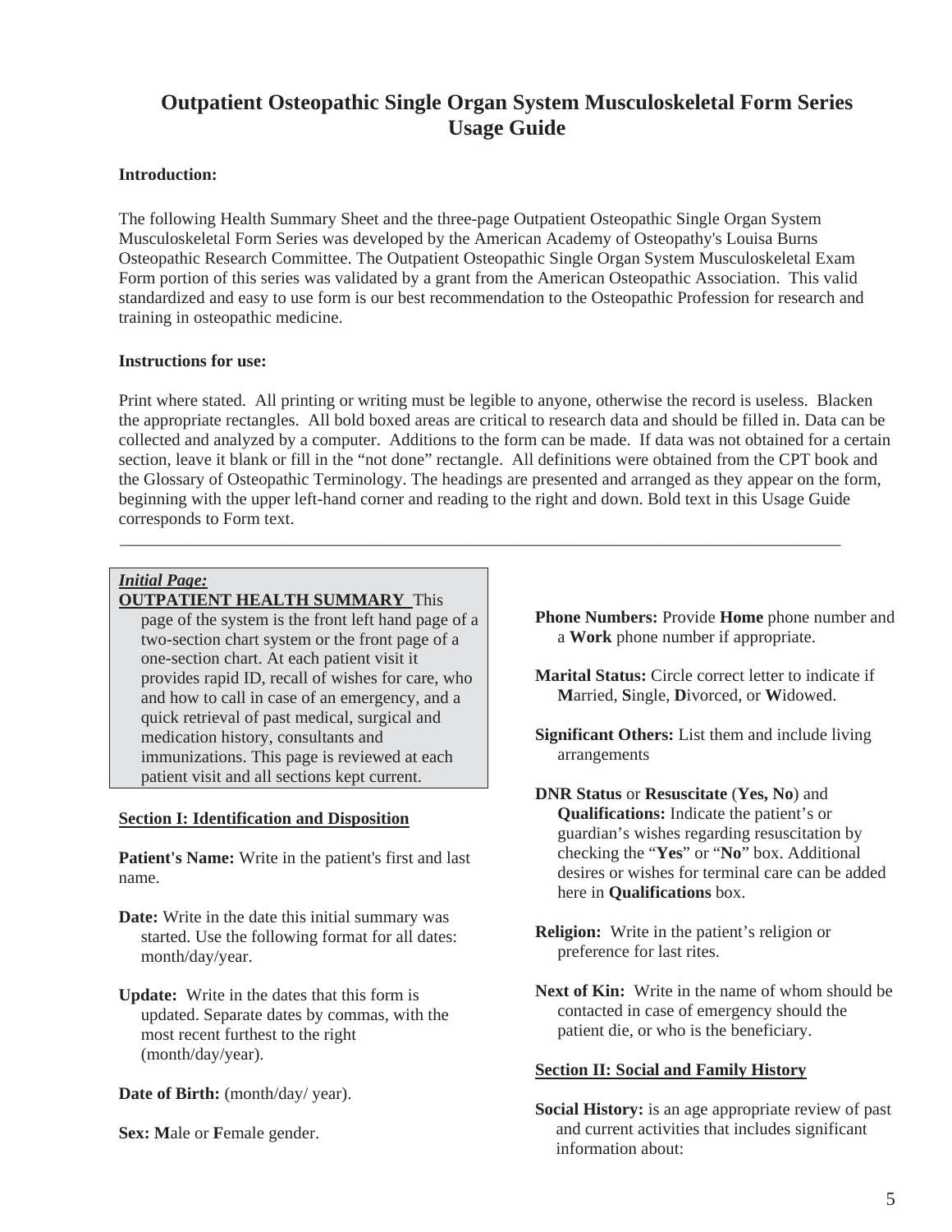# Outpatient Osteopathic Single Organ System Musculoskeletal Form Series Usage Guide

**Introduction:**

The following Health Summary Sheet and the three-page Outpatient Osteopathic Single Organ System Musculoskeletal Form Series was developed by the American Academy of Osteopathy's Louisa Burns Osteopathic Research Committee. The Outpatient Osteopathic Single Organ System Musculoskeletal Exam Form portion of this series was validated by a grant from the American Osteopathic Association. This valid standardized and easy to use form is our best recommendation to the Osteopathic Profession for research and training in osteopathic medicine.

**Instructions for use:**

Print where stated. All printing or writing must be legible to anyone, otherwise the record is useless. Blacken the appropriate rectangles. All bold boxed areas are critical to research data and should be filled in. Data can be collected and analyzed by a computer. Additions to the form can be made. If data was not obtained for a certain section, leave it blank or fill in the "not done" rectangle. All definitions were obtained from the CPT book and the Glossary of Osteopathic Terminology. The headings are presented and arranged as they appear on the form, beginning with the upper left-hand corner and reading to the right and down. Bold text in this Usage Guide corresponds to Form text.

---

***Initial Page:***
**OUTPATIENT HEALTH SUMMARY** This page of the system is the front left hand page of a two-section chart system or the front page of a one-section chart. At each patient visit it provides rapid ID, recall of wishes for care, who and how to call in case of an emergency, and a quick retrieval of past medical, surgical and medication history, consultants and immunizations. This page is reviewed at each patient visit and all sections kept current.

**Section I: Identification and Disposition**

**Patient's Name:** Write in the patient's first and last name.

**Date:** Write in the date this initial summary was started. Use the following format for all dates: month/day/year.

**Update:** Write in the dates that this form is updated. Separate dates by commas, with the most recent furthest to the right (month/day/year).

**Date of Birth:** (month/day/ year).

**Sex: M**ale or **F**emale gender.

**Phone Numbers:** Provide **Home** phone number and a **Work** phone number if appropriate.

**Marital Status:** Circle correct letter to indicate if **M**arried, **S**ingle, **D**ivorced, or **W**idowed.

**Significant Others:** List them and include living arrangements

**DNR Status** or **Resuscitate** (**Yes, No**) and **Qualifications:** Indicate the patient's or guardian's wishes regarding resuscitation by checking the "**Yes**" or "**No**" box. Additional desires or wishes for terminal care can be added here in **Qualifications** box.

**Religion:** Write in the patient's religion or preference for last rites.

**Next of Kin:** Write in the name of whom should be contacted in case of emergency should the patient die, or who is the beneficiary.

**Section II: Social and Family History**

**Social History:** is an age appropriate review of past and current activities that includes significant information about: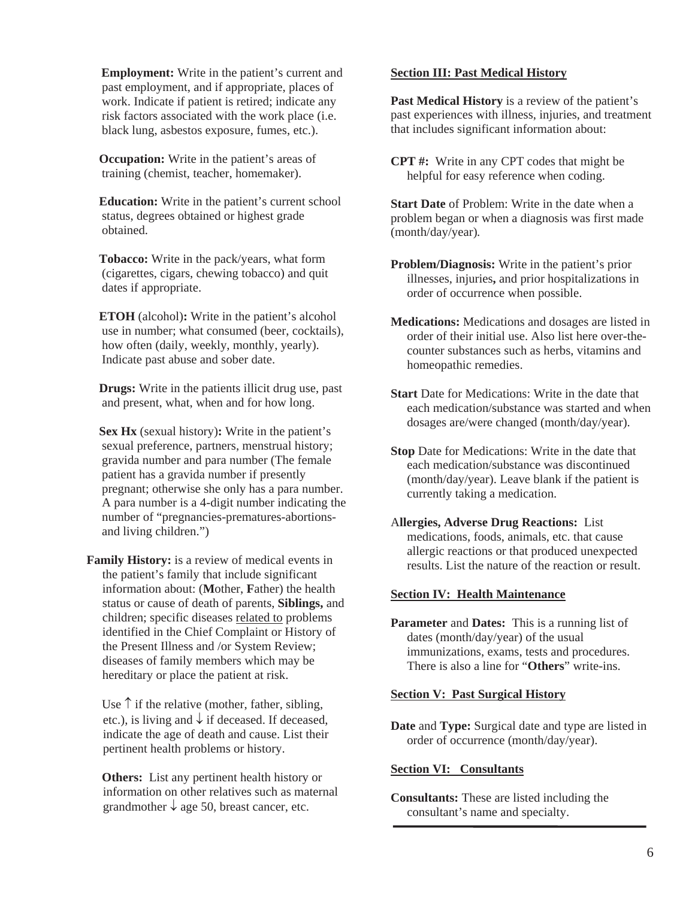**Employment:** Write in the patient's current and past employment, and if appropriate, places of work. Indicate if patient is retired; indicate any risk factors associated with the work place (i.e. black lung, asbestos exposure, fumes, etc.).

**Occupation:** Write in the patient's areas of training (chemist, teacher, homemaker).

**Education:** Write in the patient's current school status, degrees obtained or highest grade obtained.

**Tobacco:** Write in the pack/years, what form (cigarettes, cigars, chewing tobacco) and quit dates if appropriate.

**ETOH** (alcohol)**:** Write in the patient's alcohol use in number; what consumed (beer, cocktails), how often (daily, weekly, monthly, yearly). Indicate past abuse and sober date.

**Drugs:** Write in the patients illicit drug use, past and present, what, when and for how long.

**Sex Hx** (sexual history)**:** Write in the patient's sexual preference, partners, menstrual history; gravida number and para number (The female patient has a gravida number if presently pregnant; otherwise she only has a para number. A para number is a 4-digit number indicating the number of "pregnancies-prematures-abortions-and living children.")

**Family History:** is a review of medical events in the patient's family that include significant information about: (**M**other, **F**ather) the health status or cause of death of parents, **Siblings,** and children; specific diseases related to problems identified in the Chief Complaint or History of the Present Illness and /or System Review; diseases of family members which may be hereditary or place the patient at risk.

Use ↑ if the relative (mother, father, sibling, etc.), is living and ↓ if deceased. If deceased, indicate the age of death and cause. List their pertinent health problems or history.

**Others:** List any pertinent health history or information on other relatives such as maternal grandmother ↓ age 50, breast cancer, etc.

## Section III: Past Medical History

**Past Medical History** is a review of the patient's past experiences with illness, injuries, and treatment that includes significant information about:

**CPT #:** Write in any CPT codes that might be helpful for easy reference when coding.

**Start Date** of Problem: Write in the date when a problem began or when a diagnosis was first made (month/day/year).

**Problem/Diagnosis:** Write in the patient's prior illnesses, injuries**,** and prior hospitalizations in order of occurrence when possible.

**Medications:** Medications and dosages are listed in order of their initial use. Also list here over-the-counter substances such as herbs, vitamins and homeopathic remedies.

**Start** Date for Medications: Write in the date that each medication/substance was started and when dosages are/were changed (month/day/year).

**Stop** Date for Medications: Write in the date that each medication/substance was discontinued (month/day/year). Leave blank if the patient is currently taking a medication.

A**llergies, Adverse Drug Reactions:** List medications, foods, animals, etc. that cause allergic reactions or that produced unexpected results. List the nature of the reaction or result.

## Section IV: Health Maintenance

**Parameter** and **Dates:** This is a running list of dates (month/day/year) of the usual immunizations, exams, tests and procedures. There is also a line for "**Others**" write-ins.

## Section V: Past Surgical History

**Date** and **Type:** Surgical date and type are listed in order of occurrence (month/day/year).

## Section VI: Consultants

**Consultants:** These are listed including the consultant's name and specialty.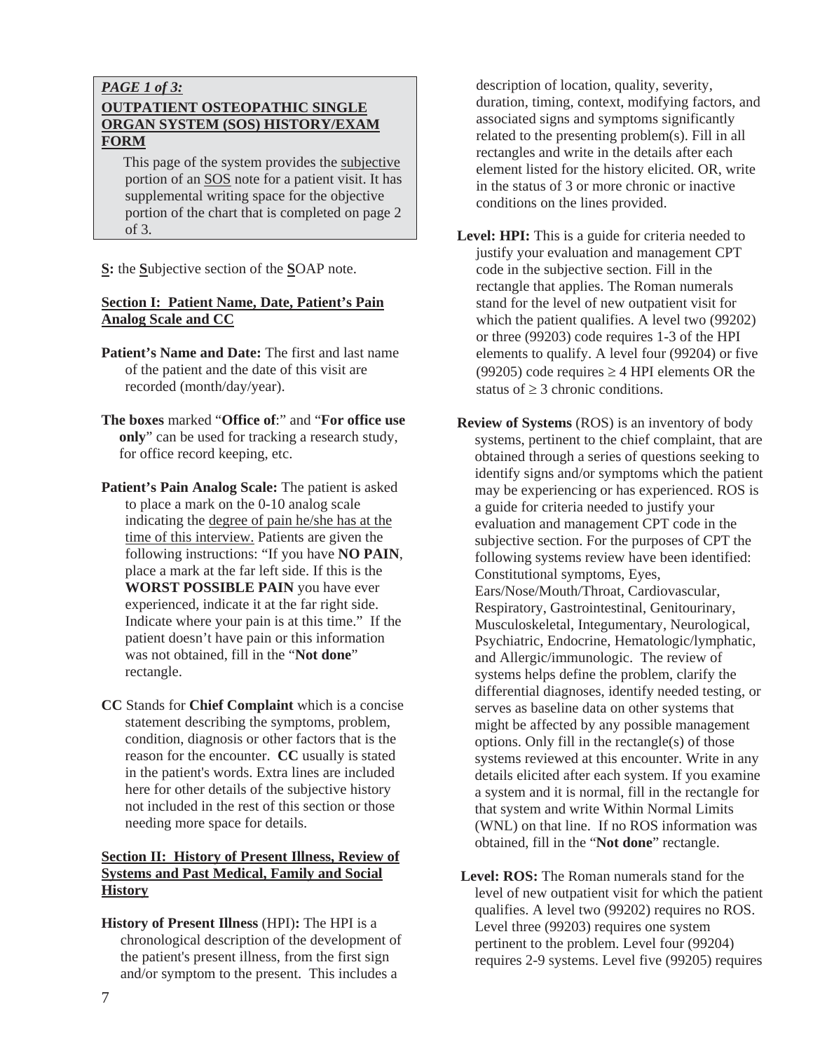***PAGE 1 of 3:***

**OUTPATIENT OSTEOPATHIC SINGLE ORGAN SYSTEM (SOS) HISTORY/EXAM FORM**

This page of the system provides the subjective portion of an SOS note for a patient visit. It has supplemental writing space for the objective portion of the chart that is completed on page 2 of 3.

**S:** the **S**ubjective section of the **S**OAP note.

**Section I: Patient Name, Date, Patient's Pain Analog Scale and CC**

**Patient's Name and Date:** The first and last name of the patient and the date of this visit are recorded (month/day/year).

**The boxes** marked "**Office of**:" and "**For office use only**" can be used for tracking a research study, for office record keeping, etc.

**Patient's Pain Analog Scale:** The patient is asked to place a mark on the 0-10 analog scale indicating the degree of pain he/she has at the time of this interview. Patients are given the following instructions: "If you have **NO PAIN**, place a mark at the far left side. If this is the **WORST POSSIBLE PAIN** you have ever experienced, indicate it at the far right side. Indicate where your pain is at this time." If the patient doesn't have pain or this information was not obtained, fill in the "**Not done**" rectangle.

**CC** Stands for **Chief Complaint** which is a concise statement describing the symptoms, problem, condition, diagnosis or other factors that is the reason for the encounter. **CC** usually is stated in the patient's words. Extra lines are included here for other details of the subjective history not included in the rest of this section or those needing more space for details.

**Section II: History of Present Illness, Review of Systems and Past Medical, Family and Social History**

**History of Present Illness** (HPI)**:** The HPI is a chronological description of the development of the patient's present illness, from the first sign and/or symptom to the present. This includes a description of location, quality, severity, duration, timing, context, modifying factors, and associated signs and symptoms significantly related to the presenting problem(s). Fill in all rectangles and write in the details after each element listed for the history elicited. OR, write in the status of 3 or more chronic or inactive conditions on the lines provided.

**Level: HPI:** This is a guide for criteria needed to justify your evaluation and management CPT code in the subjective section. Fill in the rectangle that applies. The Roman numerals stand for the level of new outpatient visit for which the patient qualifies. A level two (99202) or three (99203) code requires 1-3 of the HPI elements to qualify. A level four (99204) or five (99205) code requires ≥ 4 HPI elements OR the status of ≥ 3 chronic conditions.

**Review of Systems** (ROS) is an inventory of body systems, pertinent to the chief complaint, that are obtained through a series of questions seeking to identify signs and/or symptoms which the patient may be experiencing or has experienced. ROS is a guide for criteria needed to justify your evaluation and management CPT code in the subjective section. For the purposes of CPT the following systems review have been identified: Constitutional symptoms, Eyes, Ears/Nose/Mouth/Throat, Cardiovascular, Respiratory, Gastrointestinal, Genitourinary, Musculoskeletal, Integumentary, Neurological, Psychiatric, Endocrine, Hematologic/lymphatic, and Allergic/immunologic. The review of systems helps define the problem, clarify the differential diagnoses, identify needed testing, or serves as baseline data on other systems that might be affected by any possible management options. Only fill in the rectangle(s) of those systems reviewed at this encounter. Write in any details elicited after each system. If you examine a system and it is normal, fill in the rectangle for that system and write Within Normal Limits (WNL) on that line. If no ROS information was obtained, fill in the "**Not done**" rectangle.

**Level: ROS:** The Roman numerals stand for the level of new outpatient visit for which the patient qualifies. A level two (99202) requires no ROS. Level three (99203) requires one system pertinent to the problem. Level four (99204) requires 2-9 systems. Level five (99205) requires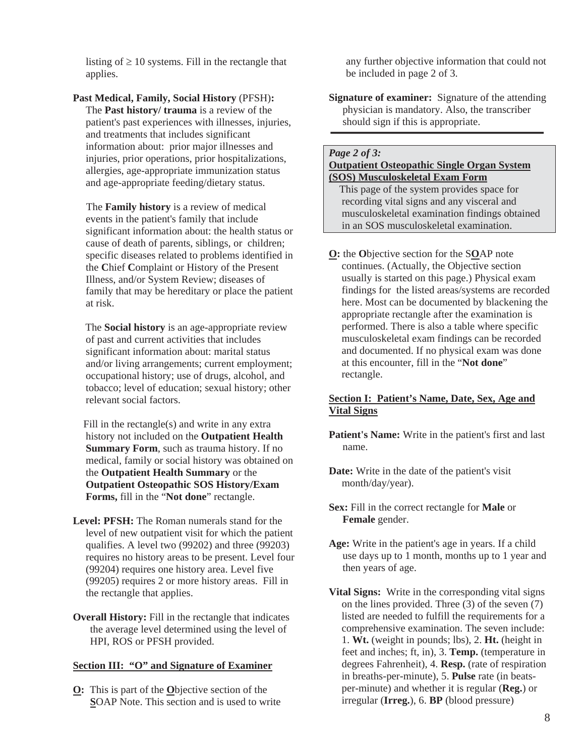listing of ≥ 10 systems. Fill in the rectangle that applies.

**Past Medical, Family, Social History** (PFSH)**:** The **Past history/ trauma** is a review of the patient's past experiences with illnesses, injuries, and treatments that includes significant information about: prior major illnesses and injuries, prior operations, prior hospitalizations, allergies, age-appropriate immunization status and age-appropriate feeding/dietary status.

The **Family history** is a review of medical events in the patient's family that include significant information about: the health status or cause of death of parents, siblings, or children; specific diseases related to problems identified in the **C**hief **C**omplaint or History of the Present Illness, and/or System Review; diseases of family that may be hereditary or place the patient at risk.

The **Social history** is an age-appropriate review of past and current activities that includes significant information about: marital status and/or living arrangements; current employment; occupational history; use of drugs, alcohol, and tobacco; level of education; sexual history; other relevant social factors.

Fill in the rectangle(s) and write in any extra history not included on the **Outpatient Health Summary Form**, such as trauma history. If no medical, family or social history was obtained on the **Outpatient Health Summary** or the **Outpatient Osteopathic SOS History/Exam Forms,** fill in the "**Not done**" rectangle.

**Level: PFSH:** The Roman numerals stand for the level of new outpatient visit for which the patient qualifies. A level two (99202) and three (99203) requires no history areas to be present. Level four (99204) requires one history area. Level five (99205) requires 2 or more history areas. Fill in the rectangle that applies.

**Overall History:** Fill in the rectangle that indicates the average level determined using the level of HPI, ROS or PFSH provided.

## Section III: "O" and Signature of Examiner

**O:** This is part of the **O**bjective section of the **S**OAP Note. This section and is used to write any further objective information that could not be included in page 2 of 3.

**Signature of examiner:** Signature of the attending physician is mandatory. Also, the transcriber should sign if this is appropriate.

---

***Page 2 of 3:***
**Outpatient Osteopathic Single Organ System (SOS) Musculoskeletal Exam Form**

This page of the system provides space for recording vital signs and any visceral and musculoskeletal examination findings obtained in an SOS musculoskeletal examination.

**O:** the **O**bjective section for the S**O**AP note continues. (Actually, the Objective section usually is started on this page.) Physical exam findings for the listed areas/systems are recorded here. Most can be documented by blackening the appropriate rectangle after the examination is performed. There is also a table where specific musculoskeletal exam findings can be recorded and documented. If no physical exam was done at this encounter, fill in the "**Not done**" rectangle.

## Section I: Patient's Name, Date, Sex, Age and Vital Signs

**Patient's Name:** Write in the patient's first and last name.

**Date:** Write in the date of the patient's visit month/day/year).

**Sex:** Fill in the correct rectangle for **Male** or **Female** gender.

**Age:** Write in the patient's age in years. If a child use days up to 1 month, months up to 1 year and then years of age.

**Vital Signs:** Write in the corresponding vital signs on the lines provided. Three (3) of the seven (7) listed are needed to fulfill the requirements for a comprehensive examination. The seven include: 1. **Wt.** (weight in pounds; lbs), 2. **Ht.** (height in feet and inches; ft, in), 3. **Temp.** (temperature in degrees Fahrenheit), 4. **Resp.** (rate of respiration in breaths-per-minute), 5. **Pulse** rate (in beats-per-minute) and whether it is regular (**Reg.**) or irregular (**Irreg.**), 6. **BP** (blood pressure)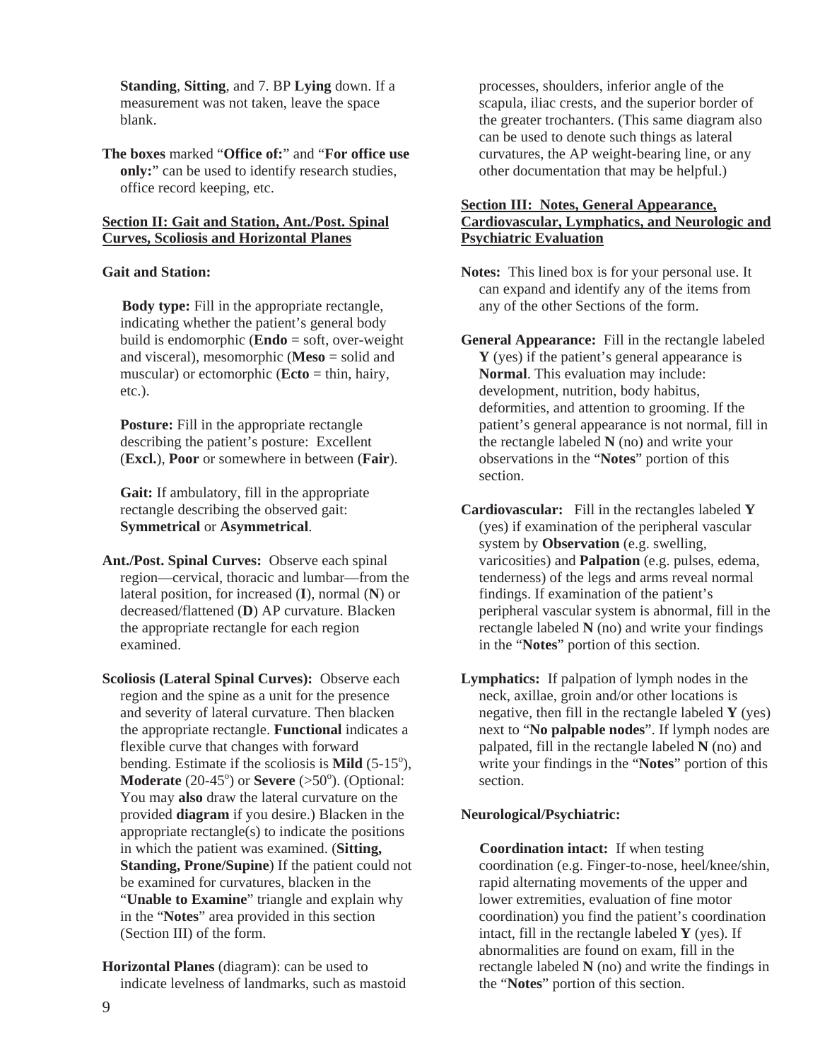**Standing**, **Sitting**, and 7. BP **Lying** down. If a measurement was not taken, leave the space blank.

**The boxes** marked "**Office of:**" and "**For office use only:**" can be used to identify research studies, office record keeping, etc.

## Section II: Gait and Station, Ant./Post. Spinal Curves, Scoliosis and Horizontal Planes

**Gait and Station:**

**Body type:** Fill in the appropriate rectangle, indicating whether the patient's general body build is endomorphic (**Endo** = soft, over-weight and visceral), mesomorphic (**Meso** = solid and muscular) or ectomorphic (**Ecto** = thin, hairy, etc.).

**Posture:** Fill in the appropriate rectangle describing the patient's posture: Excellent (**Excl.**), **Poor** or somewhere in between (**Fair**).

**Gait:** If ambulatory, fill in the appropriate rectangle describing the observed gait: **Symmetrical** or **Asymmetrical**.

**Ant./Post. Spinal Curves:** Observe each spinal region—cervical, thoracic and lumbar—from the lateral position, for increased (**I**), normal (**N**) or decreased/flattened (**D**) AP curvature. Blacken the appropriate rectangle for each region examined.

**Scoliosis (Lateral Spinal Curves):** Observe each region and the spine as a unit for the presence and severity of lateral curvature. Then blacken the appropriate rectangle. **Functional** indicates a flexible curve that changes with forward bending. Estimate if the scoliosis is **Mild** (5-15$^o$), **Moderate** (20-45$^o$) or **Severe** (>50$^o$). (Optional: You may **also** draw the lateral curvature on the provided **diagram** if you desire.) Blacken in the appropriate rectangle(s) to indicate the positions in which the patient was examined. (**Sitting, Standing, Prone/Supine**) If the patient could not be examined for curvatures, blacken in the "**Unable to Examine**" triangle and explain why in the "**Notes**" area provided in this section (Section III) of the form.

**Horizontal Planes** (diagram): can be used to indicate levelness of landmarks, such as mastoid processes, shoulders, inferior angle of the scapula, iliac crests, and the superior border of the greater trochanters. (This same diagram also can be used to denote such things as lateral curvatures, the AP weight-bearing line, or any other documentation that may be helpful.)

## Section III: Notes, General Appearance, Cardiovascular, Lymphatics, and Neurologic and Psychiatric Evaluation

**Notes:** This lined box is for your personal use. It can expand and identify any of the items from any of the other Sections of the form.

**General Appearance:** Fill in the rectangle labeled **Y** (yes) if the patient's general appearance is **Normal**. This evaluation may include: development, nutrition, body habitus, deformities, and attention to grooming. If the patient's general appearance is not normal, fill in the rectangle labeled **N** (no) and write your observations in the "**Notes**" portion of this section.

**Cardiovascular:** Fill in the rectangles labeled **Y** (yes) if examination of the peripheral vascular system by **Observation** (e.g. swelling, varicosities) and **Palpation** (e.g. pulses, edema, tenderness) of the legs and arms reveal normal findings. If examination of the patient's peripheral vascular system is abnormal, fill in the rectangle labeled **N** (no) and write your findings in the "**Notes**" portion of this section.

**Lymphatics:** If palpation of lymph nodes in the neck, axillae, groin and/or other locations is negative, then fill in the rectangle labeled **Y** (yes) next to "**No palpable nodes**". If lymph nodes are palpated, fill in the rectangle labeled **N** (no) and write your findings in the "**Notes**" portion of this section.

**Neurological/Psychiatric:**

**Coordination intact:** If when testing coordination (e.g. Finger-to-nose, heel/knee/shin, rapid alternating movements of the upper and lower extremities, evaluation of fine motor coordination) you find the patient's coordination intact, fill in the rectangle labeled **Y** (yes). If abnormalities are found on exam, fill in the rectangle labeled **N** (no) and write the findings in the "**Notes**" portion of this section.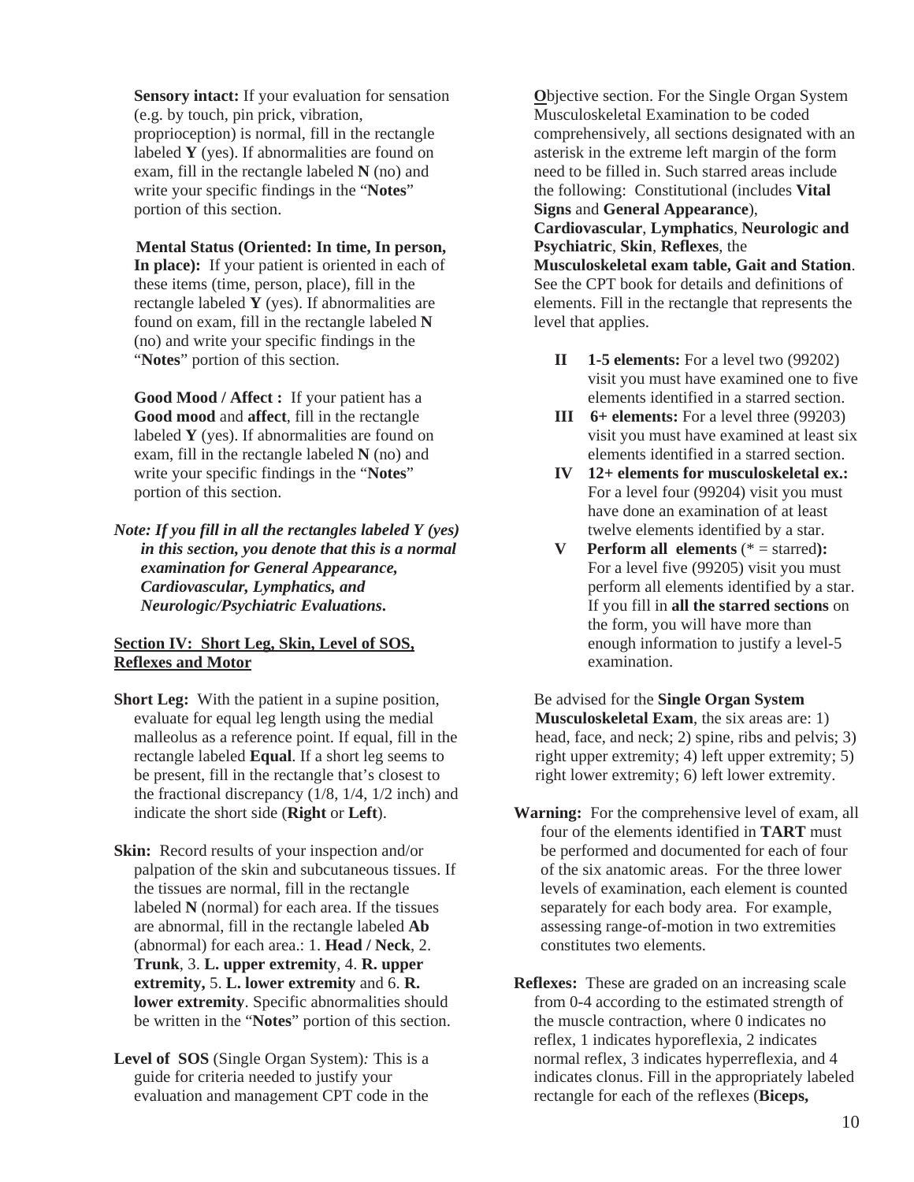**Sensory intact:** If your evaluation for sensation (e.g. by touch, pin prick, vibration, proprioception) is normal, fill in the rectangle labeled **Y** (yes). If abnormalities are found on exam, fill in the rectangle labeled **N** (no) and write your specific findings in the "**Notes**" portion of this section.

**Mental Status (Oriented: In time, In person, In place):** If your patient is oriented in each of these items (time, person, place), fill in the rectangle labeled **Y** (yes). If abnormalities are found on exam, fill in the rectangle labeled **N** (no) and write your specific findings in the "**Notes**" portion of this section.

**Good Mood / Affect :** If your patient has a **Good mood** and **affect**, fill in the rectangle labeled **Y** (yes). If abnormalities are found on exam, fill in the rectangle labeled **N** (no) and write your specific findings in the "**Notes**" portion of this section.

*Note: If you fill in all the rectangles labeled Y (yes) in this section, you denote that this is a normal examination for General Appearance, Cardiovascular, Lymphatics, and Neurologic/Psychiatric Evaluations.*

**Section IV: Short Leg, Skin, Level of SOS, Reflexes and Motor**

**Short Leg:** With the patient in a supine position, evaluate for equal leg length using the medial malleolus as a reference point. If equal, fill in the rectangle labeled **Equal**. If a short leg seems to be present, fill in the rectangle that's closest to the fractional discrepancy (1/8, 1/4, 1/2 inch) and indicate the short side (**Right** or **Left**).

**Skin:** Record results of your inspection and/or palpation of the skin and subcutaneous tissues. If the tissues are normal, fill in the rectangle labeled **N** (normal) for each area. If the tissues are abnormal, fill in the rectangle labeled **Ab** (abnormal) for each area.: 1. **Head / Neck**, 2. **Trunk**, 3. **L. upper extremity**, 4. **R. upper extremity,** 5. **L. lower extremity** and 6. **R. lower extremity**. Specific abnormalities should be written in the "**Notes**" portion of this section.

**Level of SOS** (Single Organ System)*:* This is a guide for criteria needed to justify your evaluation and management CPT code in the **O**bjective section. For the Single Organ System Musculoskeletal Examination to be coded comprehensively, all sections designated with an asterisk in the extreme left margin of the form need to be filled in. Such starred areas include the following: Constitutional (includes **Vital Signs** and **General Appearance**), **Cardiovascular**, **Lymphatics**, **Neurologic and Psychiatric**, **Skin**, **Reflexes**, the **Musculoskeletal exam table, Gait and Station**. See the CPT book for details and definitions of elements. Fill in the rectangle that represents the level that applies.

- **II 1-5 elements:** For a level two (99202) visit you must have examined one to five elements identified in a starred section.
- **III 6+ elements:** For a level three (99203) visit you must have examined at least six elements identified in a starred section.
- **IV 12+ elements for musculoskeletal ex.:** For a level four (99204) visit you must have done an examination of at least twelve elements identified by a star.
- **V Perform all elements** (* = starred**):** For a level five (99205) visit you must perform all elements identified by a star. If you fill in **all the starred sections** on the form, you will have more than enough information to justify a level-5 examination.

Be advised for the **Single Organ System Musculoskeletal Exam**, the six areas are: 1) head, face, and neck; 2) spine, ribs and pelvis; 3) right upper extremity; 4) left upper extremity; 5) right lower extremity; 6) left lower extremity.

**Warning:** For the comprehensive level of exam, all four of the elements identified in **TART** must be performed and documented for each of four of the six anatomic areas. For the three lower levels of examination, each element is counted separately for each body area. For example, assessing range-of-motion in two extremities constitutes two elements.

**Reflexes:** These are graded on an increasing scale from 0-4 according to the estimated strength of the muscle contraction, where 0 indicates no reflex, 1 indicates hyporeflexia, 2 indicates normal reflex, 3 indicates hyperreflexia, and 4 indicates clonus. Fill in the appropriately labeled rectangle for each of the reflexes (**Biceps,**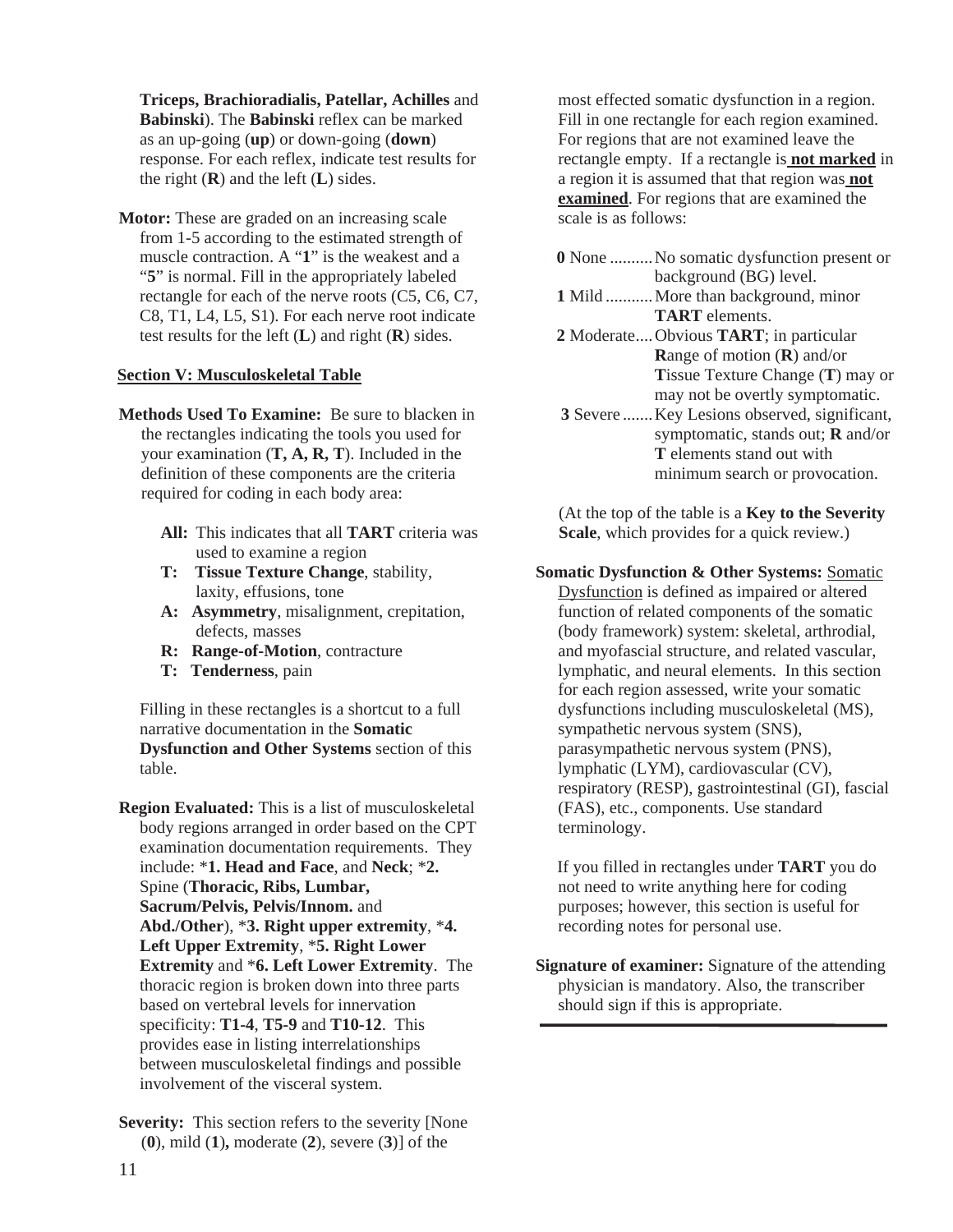**Triceps, Brachioradialis, Patellar, Achilles** and **Babinski**). The **Babinski** reflex can be marked as an up-going (**up**) or down-going (**down**) response. For each reflex, indicate test results for the right (**R**) and the left (**L**) sides.

**Motor:** These are graded on an increasing scale from 1-5 according to the estimated strength of muscle contraction. A "**1**" is the weakest and a "**5**" is normal. Fill in the appropriately labeled rectangle for each of the nerve roots (C5, C6, C7, C8, T1, L4, L5, S1). For each nerve root indicate test results for the left (**L**) and right (**R**) sides.

## Section V: Musculoskeletal Table

**Methods Used To Examine:** Be sure to blacken in the rectangles indicating the tools you used for your examination (**T, A, R, T**). Included in the definition of these components are the criteria required for coding in each body area:

- **All:** This indicates that all **TART** criteria was used to examine a region
- **T: Tissue Texture Change**, stability, laxity, effusions, tone
- **A: Asymmetry**, misalignment, crepitation, defects, masses
- **R: Range-of-Motion**, contracture
- **T: Tenderness**, pain

Filling in these rectangles is a shortcut to a full narrative documentation in the **Somatic Dysfunction and Other Systems** section of this table.

**Region Evaluated:** This is a list of musculoskeletal body regions arranged in order based on the CPT examination documentation requirements. They include: ***1. Head and Face**, and **Neck**; ***2.** Spine (**Thoracic, Ribs, Lumbar, Sacrum/Pelvis, Pelvis/Innom.** and **Abd./Other**), ***3. Right upper extremity**, ***4. Left Upper Extremity**, ***5. Right Lower Extremity** and ***6. Left Lower Extremity**. The thoracic region is broken down into three parts based on vertebral levels for innervation specificity: **T1-4**, **T5-9** and **T10-12**. This provides ease in listing interrelationships between musculoskeletal findings and possible involvement of the visceral system.

**Severity:** This section refers to the severity [None (**0**), mild (**1**), moderate (**2**), severe (**3**)] of the most effected somatic dysfunction in a region. Fill in one rectangle for each region examined. For regions that are not examined leave the rectangle empty. If a rectangle is **not marked** in a region it is assumed that that region was **not examined**. For regions that are examined the scale is as follows:

- **0** None .......... No somatic dysfunction present or background (BG) level.
- **1** Mild ........... More than background, minor **TART** elements.
- **2** Moderate.... Obvious **TART**; in particular **R**ange of motion (**R**) and/or **T**issue Texture Change (**T**) may or may not be overtly symptomatic.
- **3** Severe ....... Key Lesions observed, significant, symptomatic, stands out; **R** and/or **T** elements stand out with minimum search or provocation.

(At the top of the table is a **Key to the Severity Scale**, which provides for a quick review.)

**Somatic Dysfunction & Other Systems:** Somatic Dysfunction is defined as impaired or altered function of related components of the somatic (body framework) system: skeletal, arthrodial, and myofascial structure, and related vascular, lymphatic, and neural elements. In this section for each region assessed, write your somatic dysfunctions including musculoskeletal (MS), sympathetic nervous system (SNS), parasympathetic nervous system (PNS), lymphatic (LYM), cardiovascular (CV), respiratory (RESP), gastrointestinal (GI), fascial (FAS), etc., components. Use standard terminology.

If you filled in rectangles under **TART** you do not need to write anything here for coding purposes; however, this section is useful for recording notes for personal use.

**Signature of examiner:** Signature of the attending physician is mandatory. Also, the transcriber should sign if this is appropriate.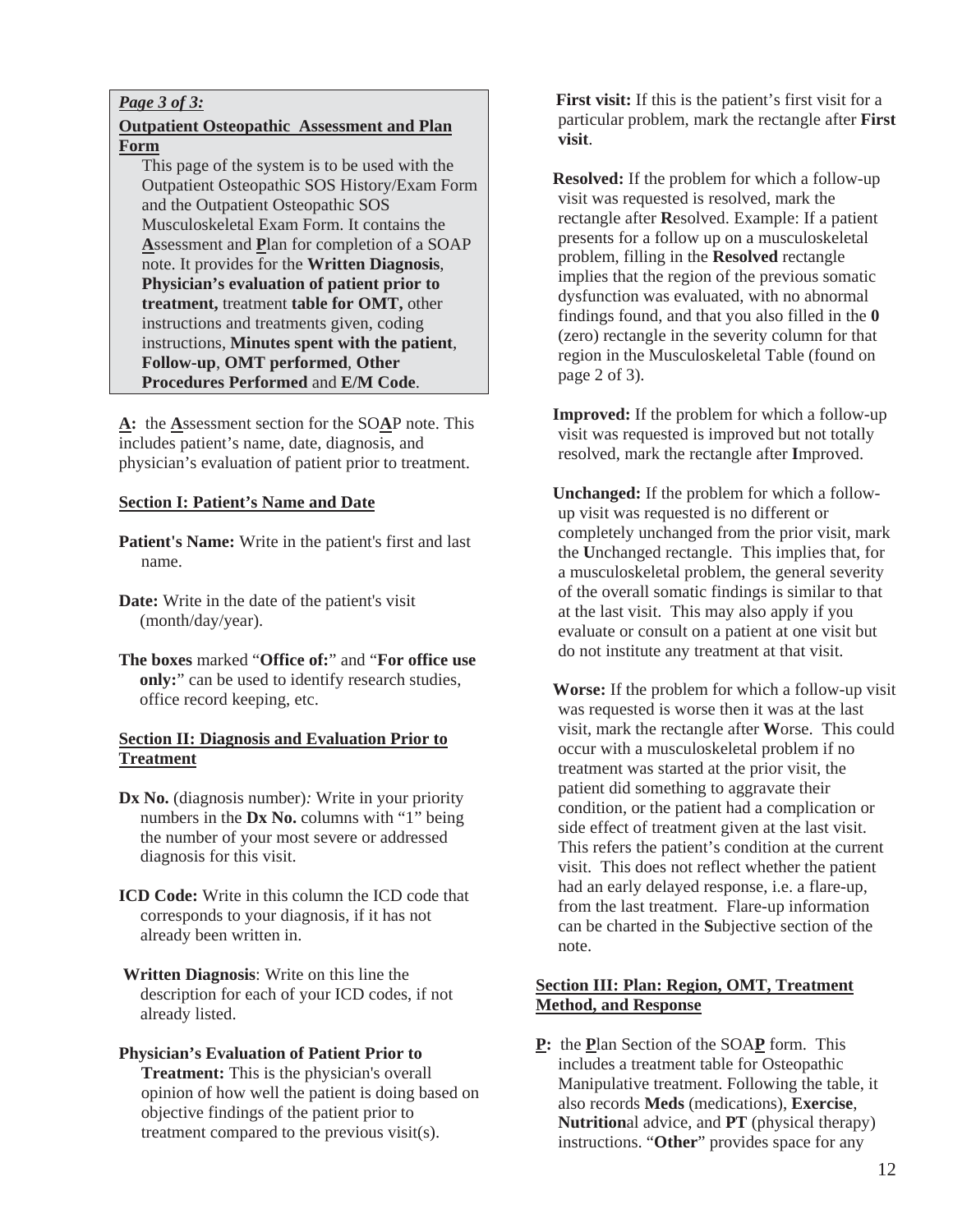*Page 3 of 3:*

**Outpatient Osteopathic Assessment and Plan Form**

This page of the system is to be used with the Outpatient Osteopathic SOS History/Exam Form and the Outpatient Osteopathic SOS Musculoskeletal Exam Form. It contains the **A**ssessment and **P**lan for completion of a SOAP note. It provides for the **Written Diagnosis**, **Physician's evaluation of patient prior to treatment,** treatment **table for OMT,** other instructions and treatments given, coding instructions, **Minutes spent with the patient**, **Follow-up**, **OMT performed**, **Other Procedures Performed** and **E/M Code**.

**A:** the **A**ssessment section for the SO**A**P note. This includes patient's name, date, diagnosis, and physician's evaluation of patient prior to treatment.

**Section I: Patient's Name and Date**

**Patient's Name:** Write in the patient's first and last name.

**Date:** Write in the date of the patient's visit (month/day/year).

**The boxes** marked "**Office of:**" and "**For office use only:**" can be used to identify research studies, office record keeping, etc.

**Section II: Diagnosis and Evaluation Prior to Treatment**

**Dx No.** (diagnosis number)*:* Write in your priority numbers in the **Dx No.** columns with "1" being the number of your most severe or addressed diagnosis for this visit.

**ICD Code:** Write in this column the ICD code that corresponds to your diagnosis, if it has not already been written in.

**Written Diagnosis**: Write on this line the description for each of your ICD codes, if not already listed.

**Physician's Evaluation of Patient Prior to Treatment:** This is the physician's overall opinion of how well the patient is doing based on objective findings of the patient prior to treatment compared to the previous visit(s).

**First visit:** If this is the patient's first visit for a particular problem, mark the rectangle after **First visit**.

**Resolved:** If the problem for which a follow-up visit was requested is resolved, mark the rectangle after **R**esolved. Example: If a patient presents for a follow up on a musculoskeletal problem, filling in the **Resolved** rectangle implies that the region of the previous somatic dysfunction was evaluated, with no abnormal findings found, and that you also filled in the **0** (zero) rectangle in the severity column for that region in the Musculoskeletal Table (found on page 2 of 3).

**Improved:** If the problem for which a follow-up visit was requested is improved but not totally resolved, mark the rectangle after **I**mproved.

**Unchanged:** If the problem for which a follow-up visit was requested is no different or completely unchanged from the prior visit, mark the **U**nchanged rectangle. This implies that, for a musculoskeletal problem, the general severity of the overall somatic findings is similar to that at the last visit. This may also apply if you evaluate or consult on a patient at one visit but do not institute any treatment at that visit.

**Worse:** If the problem for which a follow-up visit was requested is worse then it was at the last visit, mark the rectangle after **W**orse. This could occur with a musculoskeletal problem if no treatment was started at the prior visit, the patient did something to aggravate their condition, or the patient had a complication or side effect of treatment given at the last visit. This refers the patient's condition at the current visit. This does not reflect whether the patient had an early delayed response, i.e. a flare-up, from the last treatment. Flare-up information can be charted in the **S**ubjective section of the note.

**Section III: Plan: Region, OMT, Treatment Method, and Response**

**P:** the **P**lan Section of the SOA**P** form. This includes a treatment table for Osteopathic Manipulative treatment. Following the table, it also records **Meds** (medications), **Exercise**, **Nutrition**al advice, and **PT** (physical therapy) instructions. "**Other**" provides space for any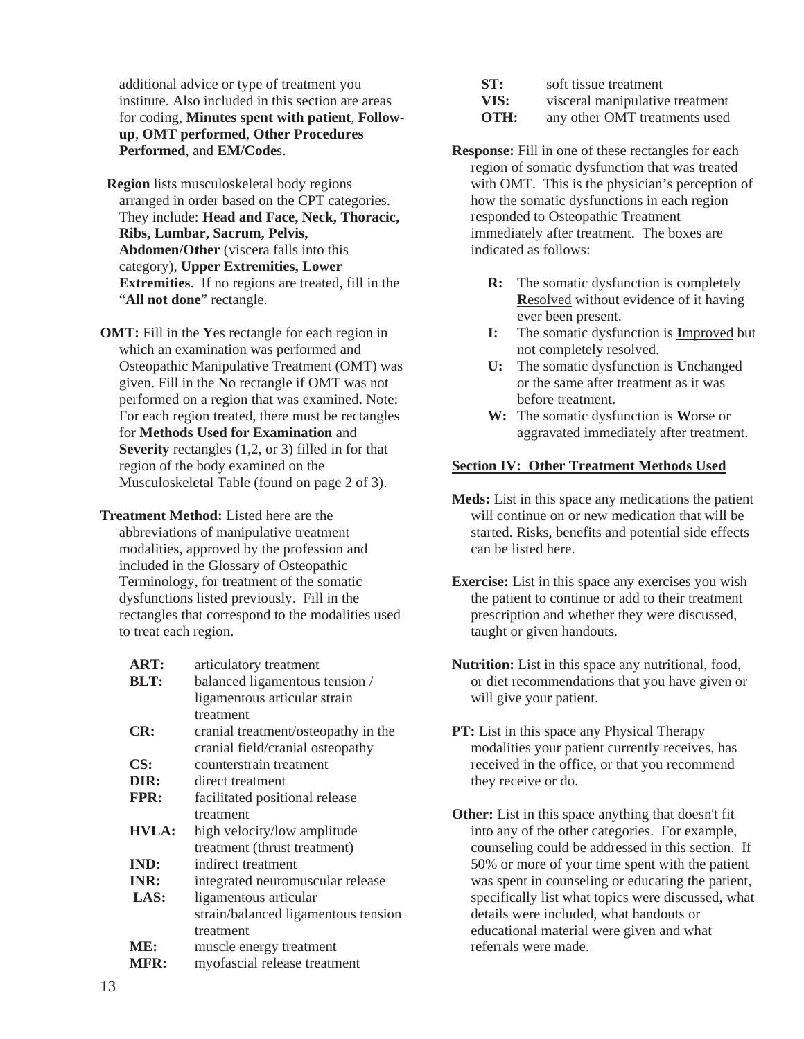additional advice or type of treatment you institute. Also included in this section are areas for coding, **Minutes spent with patient**, **Follow-up**, **OMT performed**, **Other Procedures Performed**, and **EM/Code**s.

**Region** lists musculoskeletal body regions arranged in order based on the CPT categories. They include: **Head and Face, Neck, Thoracic, Ribs, Lumbar, Sacrum, Pelvis, Abdomen/Other** (viscera falls into this category), **Upper Extremities, Lower Extremities**. If no regions are treated, fill in the "**All not done**" rectangle.

**OMT:** Fill in the **Y**es rectangle for each region in which an examination was performed and Osteopathic Manipulative Treatment (OMT) was given. Fill in the **N**o rectangle if OMT was not performed on a region that was examined. Note: For each region treated, there must be rectangles for **Methods Used for Examination** and **Severity** rectangles (1,2, or 3) filled in for that region of the body examined on the Musculoskeletal Table (found on page 2 of 3).

**Treatment Method:** Listed here are the abbreviations of manipulative treatment modalities, approved by the profession and included in the Glossary of Osteopathic Terminology, for treatment of the somatic dysfunctions listed previously. Fill in the rectangles that correspond to the modalities used to treat each region.

- **ART:** articulatory treatment
- **BLT:** balanced ligamentous tension / ligamentous articular strain treatment
- **CR:** cranial treatment/osteopathy in the cranial field/cranial osteopathy
- **CS:** counterstrain treatment
- **DIR:** direct treatment
- **FPR:** facilitated positional release treatment
- **HVLA:** high velocity/low amplitude treatment (thrust treatment)
- **IND:** indirect treatment
- **INR:** integrated neuromuscular release
- **LAS:** ligamentous articular strain/balanced ligamentous tension treatment
- **ME:** muscle energy treatment
- **MFR:** myofascial release treatment
- **ST:** soft tissue treatment
- **VIS:** visceral manipulative treatment
- **OTH:** any other OMT treatments used

**Response:** Fill in one of these rectangles for each region of somatic dysfunction that was treated with OMT. This is the physician's perception of how the somatic dysfunctions in each region responded to Osteopathic Treatment immediately after treatment. The boxes are indicated as follows:

- **R:** The somatic dysfunction is completely **R**esolved without evidence of it having ever been present.
- **I:** The somatic dysfunction is **I**mproved but not completely resolved.
- **U:** The somatic dysfunction is **U**nchanged or the same after treatment as it was before treatment.
- **W:** The somatic dysfunction is **W**orse or aggravated immediately after treatment.

## Section IV: Other Treatment Methods Used

**Meds:** List in this space any medications the patient will continue on or new medication that will be started. Risks, benefits and potential side effects can be listed here.

**Exercise:** List in this space any exercises you wish the patient to continue or add to their treatment prescription and whether they were discussed, taught or given handouts.

**Nutrition:** List in this space any nutritional, food, or diet recommendations that you have given or will give your patient.

**PT:** List in this space any Physical Therapy modalities your patient currently receives, has received in the office, or that you recommend they receive or do.

**Other:** List in this space anything that doesn't fit into any of the other categories. For example, counseling could be addressed in this section. If 50% or more of your time spent with the patient was spent in counseling or educating the patient, specifically list what topics were discussed, what details were included, what handouts or educational material were given and what referrals were made.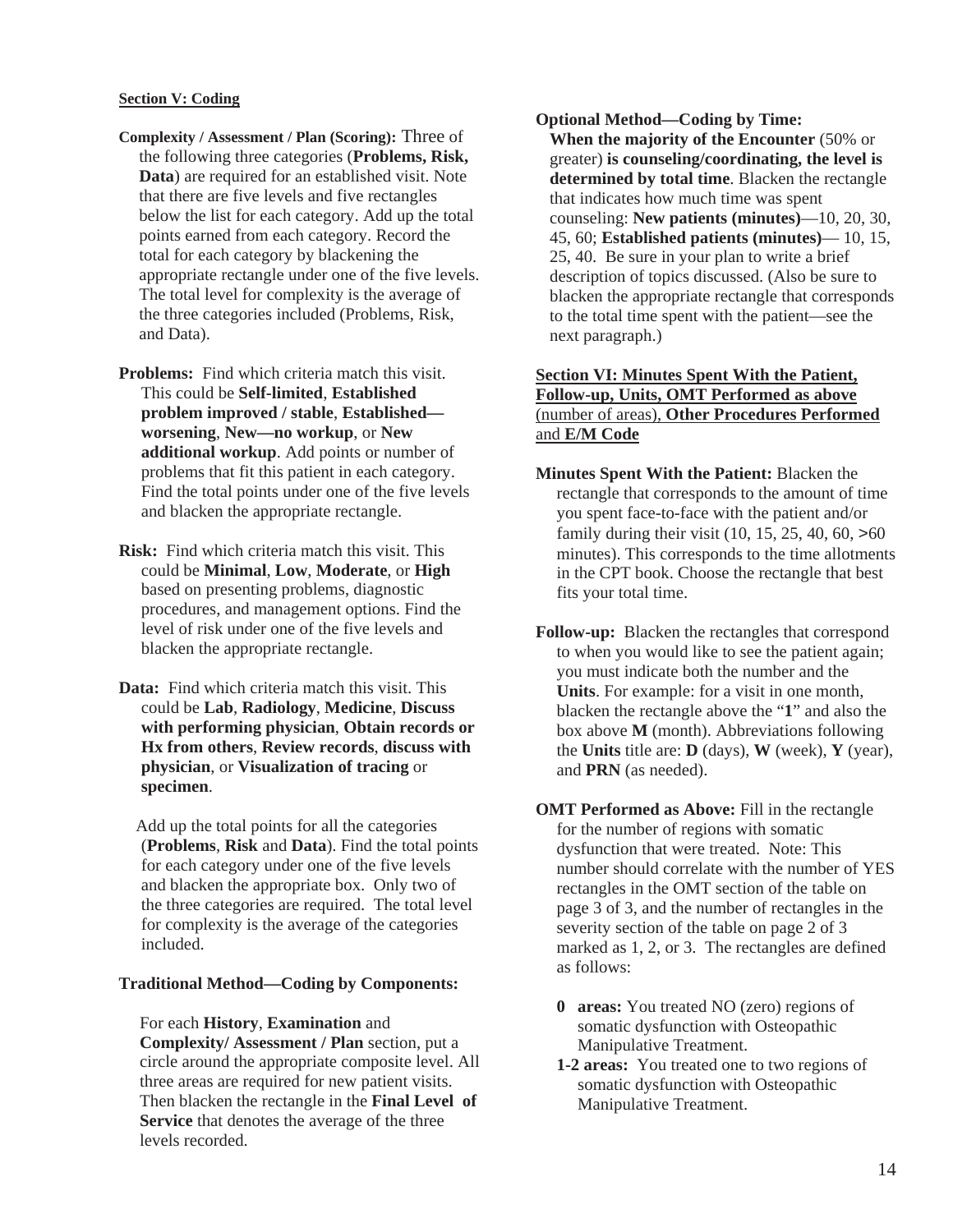**Section V: Coding**

**Complexity / Assessment / Plan (Scoring):** Three of the following three categories (**Problems, Risk, Data**) are required for an established visit. Note that there are five levels and five rectangles below the list for each category. Add up the total points earned from each category. Record the total for each category by blackening the appropriate rectangle under one of the five levels. The total level for complexity is the average of the three categories included (Problems, Risk, and Data).

**Problems:** Find which criteria match this visit. This could be **Self-limited**, **Established problem improved / stable**, **Established—worsening**, **New—no workup**, or **New additional workup**. Add points or number of problems that fit this patient in each category. Find the total points under one of the five levels and blacken the appropriate rectangle.

**Risk:** Find which criteria match this visit. This could be **Minimal**, **Low**, **Moderate**, or **High** based on presenting problems, diagnostic procedures, and management options. Find the level of risk under one of the five levels and blacken the appropriate rectangle.

**Data:** Find which criteria match this visit. This could be **Lab**, **Radiology**, **Medicine**, **Discuss with performing physician**, **Obtain records or Hx from others**, **Review records**, **discuss with physician**, or **Visualization of tracing** or **specimen**.

Add up the total points for all the categories (**Problems**, **Risk** and **Data**). Find the total points for each category under one of the five levels and blacken the appropriate box. Only two of the three categories are required. The total level for complexity is the average of the categories included.

**Traditional Method—Coding by Components:**

For each **History**, **Examination** and **Complexity/ Assessment / Plan** section, put a circle around the appropriate composite level. All three areas are required for new patient visits. Then blacken the rectangle in the **Final Level of Service** that denotes the average of the three levels recorded.

**Optional Method—Coding by Time:**
**When the majority of the Encounter** (50% or greater) **is counseling/coordinating, the level is determined by total time**. Blacken the rectangle that indicates how much time was spent counseling: **New patients (minutes)**—10, 20, 30, 45, 60; **Established patients (minutes)**— 10, 15, 25, 40. Be sure in your plan to write a brief description of topics discussed. (Also be sure to blacken the appropriate rectangle that corresponds to the total time spent with the patient—see the next paragraph.)

**Section VI: Minutes Spent With the Patient, Follow-up, Units, OMT Performed as above** (number of areas), **Other Procedures Performed** and **E/M Code**

**Minutes Spent With the Patient:** Blacken the rectangle that corresponds to the amount of time you spent face-to-face with the patient and/or family during their visit (10, 15, 25, 40, 60, >60 minutes). This corresponds to the time allotments in the CPT book. Choose the rectangle that best fits your total time.

**Follow-up:** Blacken the rectangles that correspond to when you would like to see the patient again; you must indicate both the number and the **Units**. For example: for a visit in one month, blacken the rectangle above the "**1**" and also the box above **M** (month). Abbreviations following the **Units** title are: **D** (days), **W** (week), **Y** (year), and **PRN** (as needed).

**OMT Performed as Above:** Fill in the rectangle for the number of regions with somatic dysfunction that were treated. Note: This number should correlate with the number of YES rectangles in the OMT section of the table on page 3 of 3, and the number of rectangles in the severity section of the table on page 2 of 3 marked as 1, 2, or 3. The rectangles are defined as follows:

- **0 areas:** You treated NO (zero) regions of somatic dysfunction with Osteopathic Manipulative Treatment.
- **1-2 areas:** You treated one to two regions of somatic dysfunction with Osteopathic Manipulative Treatment.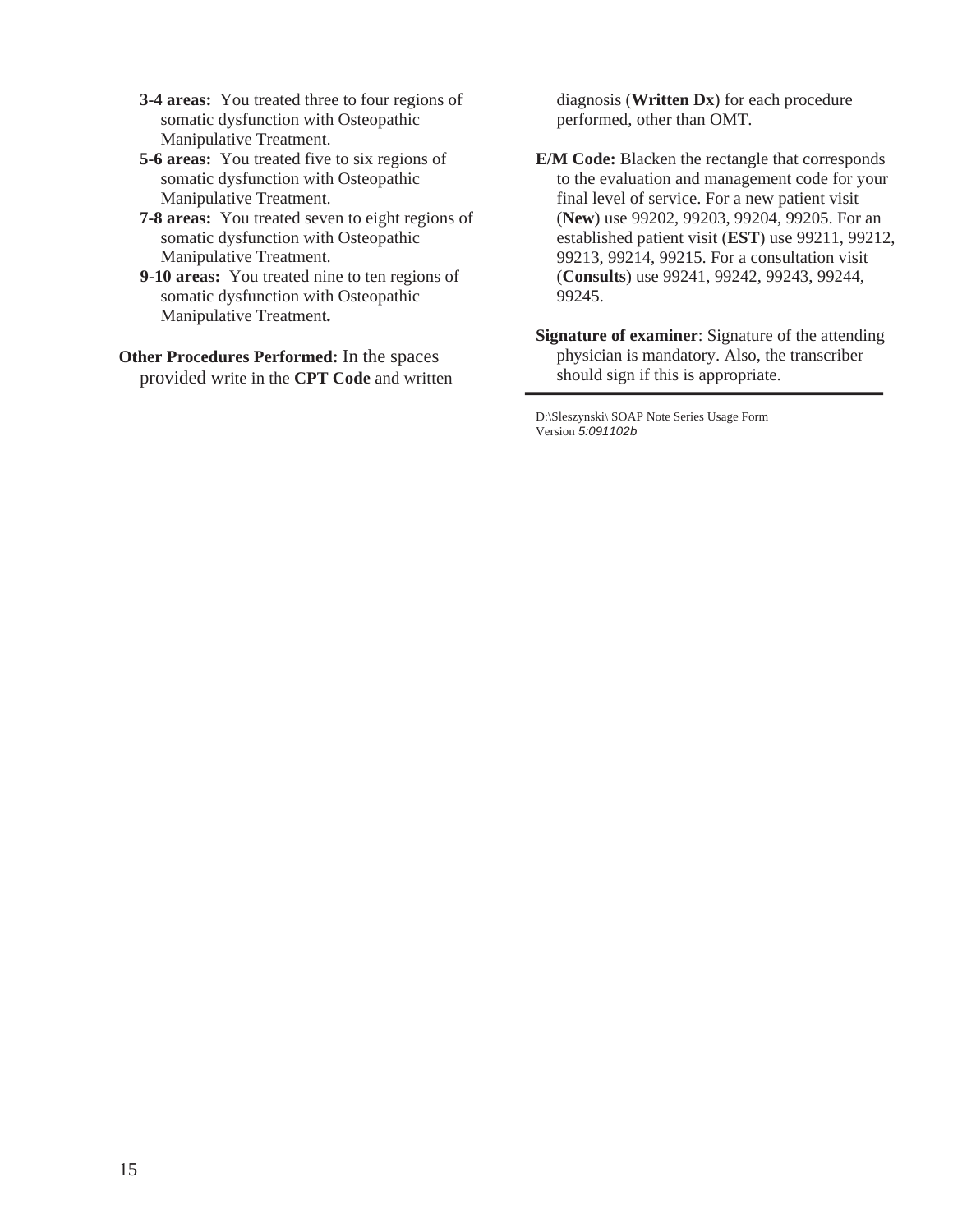- **3-4 areas:** You treated three to four regions of somatic dysfunction with Osteopathic Manipulative Treatment.
- **5-6 areas:** You treated five to six regions of somatic dysfunction with Osteopathic Manipulative Treatment.
- **7-8 areas:** You treated seven to eight regions of somatic dysfunction with Osteopathic Manipulative Treatment.
- **9-10 areas:** You treated nine to ten regions of somatic dysfunction with Osteopathic Manipulative Treatment**.**

**Other Procedures Performed:** In the spaces provided write in the **CPT Code** and written diagnosis (**Written Dx**) for each procedure performed, other than OMT.

**E/M Code:** Blacken the rectangle that corresponds to the evaluation and management code for your final level of service. For a new patient visit (**New**) use 99202, 99203, 99204, 99205. For an established patient visit (**EST**) use 99211, 99212, 99213, 99214, 99215. For a consultation visit (**Consults**) use 99241, 99242, 99243, 99244, 99245.

**Signature of examiner**: Signature of the attending physician is mandatory. Also, the transcriber should sign if this is appropriate.

---

D:\Sleszynski\ SOAP Note Series Usage Form
Version *5:091102b*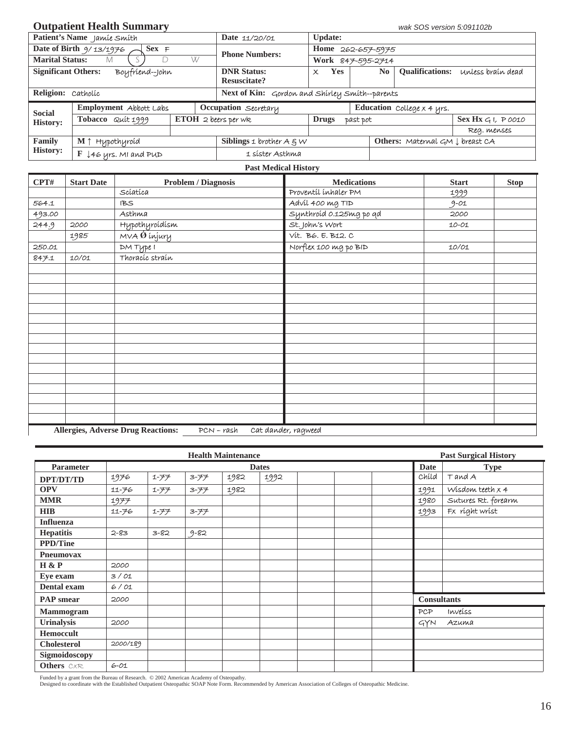# Outpatient Health Summary

wak SOS version 5:091102b

| | | | |
|---|---|---|---|
| **Patient's Name** Jamie Smith | | **Date** 11/20/01 | **Update:** |
| **Date of Birth** 9/13/1976 | **Sex** F | **Phone Numbers:** | **Home** 262-657-5975 |
| **Marital Status:** M (S) D W | | | **Work** 847-595-2714 |
| **Significant Others:** Boyfriend--John | | **DNR Status: Resuscitate?** | X **Yes** **No** **Qualifications:** Unless brain dead |
| **Religion:** Catholic | | **Next of Kin:** Gordon and Shirley Smith--parents | |

| | | | | |
|---|---|---|---|---|
| **Social History:** | **Employment** Abbott Labs | **Occupation** Secretary | **Education** College x 4 yrs. | |
| | **Tobacco** Quit 1999 | **ETOH** 2 beers per wk | **Drugs** past pot | **Sex Hx** G I, P 0010 Reg. menses |
| **Family History:** | **M** ↑ Hypothyroid | **Siblings** 1 brother A & W | **Others:** Maternal GM ↓ breast CA | |
| | **F** ↓46 yrs. MI and PUD | 1 sister Asthma | | |

## Past Medical History

| CPT# | Start Date | Problem / Diagnosis | Medications | Start | Stop |
|---|---|---|---|---|---|
| | | Sciatica | Proventil inhaler PM | 1999 | |
| 564.1 | | IBS | Advil 400 mg TID | 9-01 | |
| 493.00 | | Asthma | Synthroid 0.125mg po qd | 2000 | |
| 244.9 | 2000 | Hypothyroidism | St. John's Wort | 10-01 | |
| | 1985 | MVA Ø injury | Vit. B6. E. B12. C | | |
| 250.01 | | DM Type I | Norflex 100 mg po BID | 10/01 | |
| 847.1 | 10/01 | Thoracic strain | | | |

**Allergies, Adverse Drug Reactions:** PCN – rash Cat dander, ragweed

## Health Maintenance

| Parameter | Dates | | | | | | | |
|---|---|---|---|---|---|---|---|---|
| DPT/DT/TD | 1976 | 1-77 | 3-77 | 1982 | 1992 | | | |
| OPV | 11-76 | 1-77 | 3-77 | 1982 | | | | |
| MMR | 1977 | | | | | | | |
| HIB | 11-76 | 1-77 | 3-77 | | | | | |
| Influenza | | | | | | | | |
| Hepatitis | 2-83 | 3-82 | 9-82 | | | | | |
| PPD/Tine | | | | | | | | |
| Pneumovax | | | | | | | | |
| H & P | 2000 | | | | | | | |
| Eye exam | 3 / 01 | | | | | | | |
| Dental exam | 6 / 01 | | | | | | | |
| PAP smear | 2000 | | | | | | | |
| Mammogram | | | | | | | | |
| Urinalysis | 2000 | | | | | | | |
| Hemoccult | | | | | | | | |
| Cholesterol | 2000/189 | | | | | | | |
| Sigmoidoscopy | | | | | | | | |
| Others CXR | 6-01 | | | | | | | |

## Past Surgical History

| Date | Type |
|---|---|
| Child | T and A |
| 1991 | Wisdom teeth x 4 |
| 1980 | Sutures Rt. forearm |
| 1993 | Fx right wrist |

## Consultants

| | |
|---|---|
| PCP | Inveiss |
| GYN | Azuma |

Funded by a grant from the Bureau of Research. © 2002 American Academy of Osteopathy.
Designed to coordinate with the Established Outpatient Osteopathic SOAP Note Form. Recommended by American Association of Colleges of Osteopathic Medicine.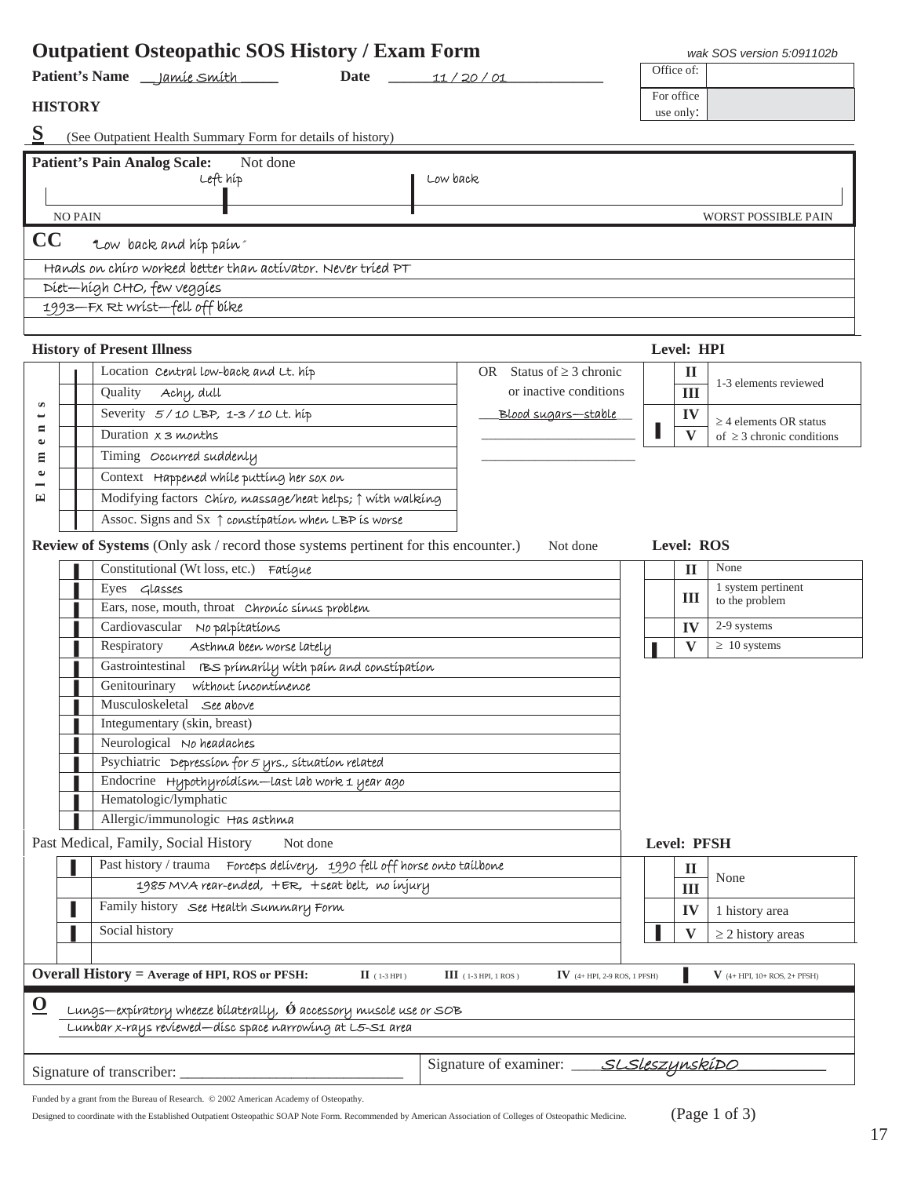# Outpatient Osteopathic SOS History / Exam Form

*wak SOS version 5:091102b*

**Patient's Name** Jamie Smith **Date** 11 / 20 / 01

| Office of: | |
|---|---|
| For office use only: | |

## HISTORY

**S** (See Outpatient Health Summary Form for details of history)

**Patient's Pain Analog Scale:** Not done

Left hip | Low back

NO PAIN ———————————————— WORST POSSIBLE PAIN

**CC** "Low back and hip pain"

Hands on chiro worked better than activator. Never tried PT

Diet—high CHO, few veggies

1993—Fx Rt wrist—fell off bike

### History of Present Illness

**Level: HPI**

| Elements | | | OR Status of ≥ 3 chronic or inactive conditions | | Level | |
|---|---|---|---|---|---|---|
| | ▌ | Location Central low-back and Lt. hip | | | II | 1-3 elements reviewed |
| | ▌ | Quality Achy, dull | | | III | |
| | ▌ | Severity 5 / 10 LBP, 1-3 / 10 Lt. hip | Blood sugars—stable | | IV | ≥ 4 elements OR status of ≥ 3 chronic conditions |
| | ▌ | Duration x 3 months | | ▌ | V | |
| | ▌ | Timing Occurred suddenly | | | | |
| | ▌ | Context Happened while putting her sox on | | | | |
| | ▌ | Modifying factors Chiro, massage/heat helps; ↑ with walking | | | | |
| | ▌ | Assoc. Signs and Sx ↑ constipation when LBP is worse | | | | |

### Review of Systems (Only ask / record those systems pertinent for this encounter.) Not done

**Level: ROS**

| | | | Level | |
|---|---|---|---|---|
| ▌ | Constitutional (Wt loss, etc.) Fatigue | | II | None |
| ▌ | Eyes Glasses | | III | 1 system pertinent to the problem |
| ▌ | Ears, nose, mouth, throat Chronic sinus problem | | | |
| ▌ | Cardiovascular No palpitations | | IV | 2-9 systems |
| ▌ | Respiratory Asthma been worse lately | ▌ | V | ≥ 10 systems |
| ▌ | Gastrointestinal IBS primarily with pain and constipation | | | |
| ▌ | Genitourinary without incontinence | | | |
| ▌ | Musculoskeletal See above | | | |
| ▌ | Integumentary (skin, breast) | | | |
| ▌ | Neurological No headaches | | | |
| ▌ | Psychiatric Depression for 5 yrs., situation related | | | |
| ▌ | Endocrine Hypothyroidism—last lab work 1 year ago | | | |
| ▌ | Hematologic/lymphatic | | | |
| ▌ | Allergic/immunologic Has asthma | | | |

### Past Medical, Family, Social History Not done

**Level: PFSH**

| | | | Level | |
|---|---|---|---|---|
| ▌ | Past history / trauma Forceps delivery, 1990 fell off horse onto tailbone 1985 MVA rear-ended, +ER, +seat belt, no injury | | II | None |
| | | | III | |
| ▌ | Family history See Health Summary Form | | IV | 1 history area |
| ▌ | Social history | ▌ | V | ≥ 2 history areas |

**Overall History = Average of HPI, ROS or PFSH:** II (1-3 HPI) III (1-3 HPI, 1 ROS) IV (4+ HPI, 2-9 ROS, 1 PFSH) ▌ V (4+ HPI, 10+ ROS, 2+ PFSH)

**O** Lungs—expiratory wheeze bilaterally, Ø accessory muscle use or SOB

Lumbar x-rays reviewed—disc space narrowing at L5-S1 area

Signature of transcriber: ____________________ Signature of examiner: SLSleszynskiDO

Funded by a grant from the Bureau of Research. © 2002 American Academy of Osteopathy.

Designed to coordinate with the Established Outpatient Osteopathic SOAP Note Form. Recommended by American Association of Colleges of Osteopathic Medicine. (Page 1 of 3)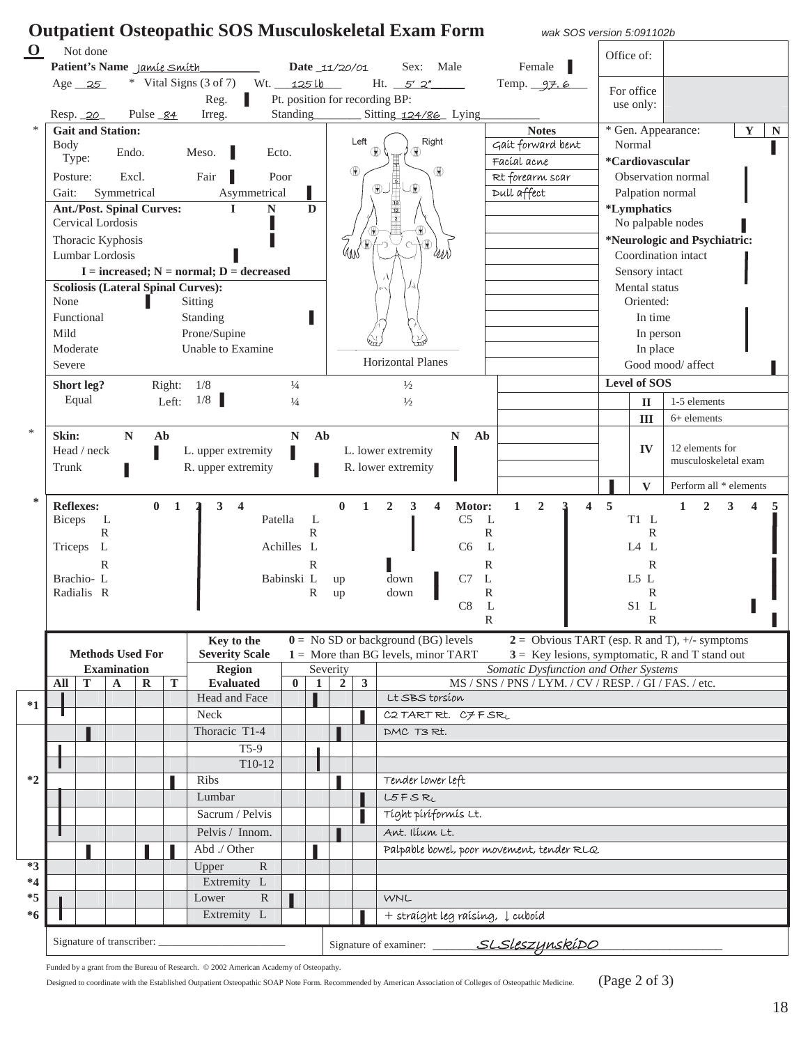# Outpatient Osteopathic SOS Musculoskeletal Exam Form

*wak SOS version 5:091102b*

**O** Not done

**Patient's Name** Jamie Smith **Date** 11/20/01 Sex: Male Female ▌

Age 25 * Vital Signs (3 of 7) Wt. 125 lb Ht. 5' 2" Temp. 97.6

Reg. ▌ Pt. position for recording BP:

Resp. 20 Pulse 84 Irreg. Standing ____ Sitting 124/86 Lying ____

| Office of: | |
|---|---|
| For office use only: | |

## * Gait and Station:

Body Type: Endo. Meso. ▌ Ecto.

Posture: Excl. Fair ▌ Poor

Gait: Symmetrical Asymmetrical ▌

**Ant./Post. Spinal Curves:** I N D

- Cervical Lordosis — N
- Thoracic Kyphosis — N
- Lumbar Lordosis — I

I = increased; N = normal; D = decreased

**Scoliosis (Lateral Spinal Curves):**

None ▌ Sitting
Functional Standing ▌
Mild Prone/Supine
Moderate Unable to Examine
Severe

Horizontal Planes

**Notes**

- Gait forward bent
- Facial acne
- Rt forearm scar
- Dull affect

**Short leg?** Right: 1/8 ¼ ½
Equal Left: 1/8 ▌ ¼ ½

## * Skin:

| | N | Ab | | N | Ab | | N | Ab |
|---|---|---|---|---|---|---|---|---|
| Head / neck | | ▌ | L. upper extremity | ▌ | | L. lower extremity | ▌ | |
| Trunk | ▌ | | R. upper extremity | | ▌ | R. lower extremity | ▌ | |

## * Gen. Appearance:

| | Y | N |
|---|---|---|
| Normal | | ▌ |
| ***Cardiovascular*** | | |
| Observation normal | ▌ | |
| Palpation normal | ▌ | |
| ***Lymphatics*** | | |
| No palpable nodes | ▌ | |
| ***Neurologic and Psychiatric:*** | | |
| Coordination intact | ▌ | |
| Sensory intact | ▌ | |
| Mental status Oriented: | | |
| In time | ▌ | |
| In person | ▌ | |
| In place | ▌ | |
| Good mood/ affect | | ▌ |

**Level of SOS**

| | Level | |
|---|---|---|
| | II | 1-5 elements |
| | III | 6+ elements |
| | IV | 12 elements for musculoskeletal exam |
| ▌ | V | Perform all * elements |

## * Reflexes:

| Reflex | | 0 | 1 | 2 | 3 | 4 |
|---|---|---|---|---|---|---|
| Biceps | L | | | ▌ | | |
| | R | | | ▌ | | |
| Triceps | L | | | ▌ | | |
| | R | | | ▌ | | |
| Brachio-Radialis | L | | | ▌ | | |
| | R | | | ▌ | | |

| Reflex | | 0 | 1 | 2 | 3 | 4 |
|---|---|---|---|---|---|---|
| Patella | L | | | | ▌ | |
| | R | | | | ▌ | |
| Achilles | L | | | | | |
| | R | | | ▌ | | |
| Babinski | L | up | | down ▌ | | |
| | R | up | | down ▌ | | |

| Motor | | 1 | 2 | 3 | 4 | 5 |
|---|---|---|---|---|---|---|
| C5 | L | | | ▌ | | |
| | R | | | ▌ | | |
| C6 | L | | | ▌ | | |
| | R | | | ▌ | | |
| C7 | L | | | ▌ | | |
| | R | | | ▌ | | |
| C8 | L | | | ▌ | | |
| | R | | | ▌ | | |

| Motor | | 1 | 2 | 3 | 4 | 5 |
|---|---|---|---|---|---|---|
| T1 | L | | | | | ▌ |
| | R | | | | | ▌ |
| L4 | L | | | | | ▌ |
| | R | | | | | ▌ |
| L5 | L | | | | | ▌ |
| | R | | | | | ▌ |
| S1 | L | | | | ▌ | |
| | R | | | | | ▌ |

**Key to the Severity Scale**

- **0** = No SD or background (BG) levels
- **1** = More than BG levels, minor TART
- **2** = Obvious TART (esp. R and T), +/- symptoms
- **3** = Key lesions, symptomatic, R and T stand out

| | Methods Used For Examination | | | | | Region Evaluated | Severity | | | | Somatic Dysfunction and Other Systems |
|---|---|---|---|---|---|---|---|---|---|---|---|
| | All | T | A | R | T | | 0 | 1 | 2 | 3 | MS / SNS / PNS / LYM. / CV / RESP. / GI / FAS. / etc. |
| *1 | ▌ | | | | | Head and Face | | ▌ | | | Lt SBS torsion |
| | ▌ | | | | | Neck | | | | ▌ | C2 TART Rt. C7 F SRL |
| *2 | | ▌ | | | | Thoracic T1-4 | | | ▌ | | DMC T3 Rt. |
| | ▌ | | | | | T5-9 | | ▌ | | | |
| | ▌ | | | | | T10-12 | | ▌ | | | |
| | | | | | ▌ | Ribs | | | ▌ | | Tender lower left |
| | ▌ | | | | | Lumbar | | | | ▌ | L5 F S RL |
| | ▌ | | | | | Sacrum / Pelvis | | | | ▌ | Tight piriformis Lt. |
| | ▌ | | | | | Pelvis / Innom. | | | ▌ | | Ant. Ilium Lt. |
| | | ▌ | | ▌ | ▌ | Abd ./ Other | | ▌ | | | Palpable bowel, poor movement, tender RLQ |
| *3 | | | | | | Upper Extremity R | | | | | |
| *4 | | | | | | Upper Extremity L | | | | | |
| *5 | ▌ | | | | | Lower Extremity R | ▌ | | | | WNL |
| *6 | ▌ | | | | | Lower Extremity L | | | | ▌ | + straight leg raising, ↓ cuboid |

Signature of transcriber: ____________________ Signature of examiner: SLSleszynskiDO

Funded by a grant from the Bureau of Research. © 2002 American Academy of Osteopathy.

Designed to coordinate with the Established Outpatient Osteopathic SOAP Note Form. Recommended by American Association of Colleges of Osteopathic Medicine.

(Page 2 of 3)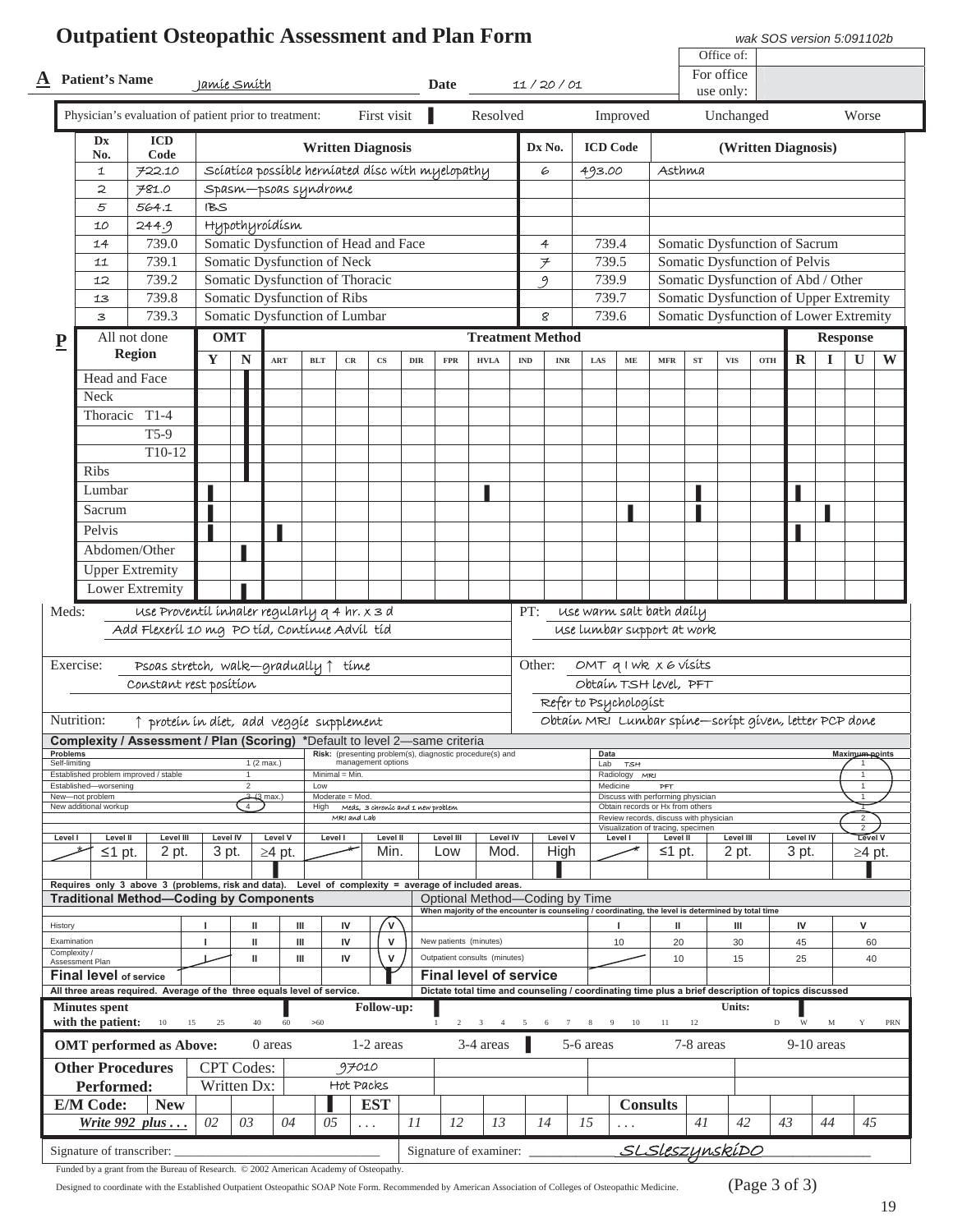# Outpatient Osteopathic Assessment and Plan Form

wak SOS version 5:091102b

**A** **Patient's Name** Jamie Smith **Date** 11 / 20 / 01

| Office of: | |
|---|---|
| For office use only: | |

Physician's evaluation of patient prior to treatment: First visit ▌ Resolved Improved Unchanged Worse

| Dx No. | ICD Code | Written Diagnosis | Dx No. | ICD Code | (Written Diagnosis) |
|---|---|---|---|---|---|
| 1 | 722.10 | Sciatica possible herniated disc with myelopathy | 6 | 493.00 | Asthma |
| 2 | 781.0 | Spasm—psoas syndrome | | | |
| 5 | 564.1 | IBS | | | |
| 10 | 244.9 | Hypothyroidism | | | |
| 14 | 739.0 | Somatic Dysfunction of Head and Face | 4 | 739.4 | Somatic Dysfunction of Sacrum |
| 11 | 739.1 | Somatic Dysfunction of Neck | 7 | 739.5 | Somatic Dysfunction of Pelvis |
| 12 | 739.2 | Somatic Dysfunction of Thoracic | 9 | 739.9 | Somatic Dysfunction of Abd / Other |
| 13 | 739.8 | Somatic Dysfunction of Ribs | | 739.7 | Somatic Dysfunction of Upper Extremity |
| 3 | 739.3 | Somatic Dysfunction of Lumbar | 8 | 739.6 | Somatic Dysfunction of Lower Extremity |

**P**

| All not done Region | OMT Y | OMT N | ART | BLT | CR | CS | DIR | FPR | HVLA | IND | INR | LAS | ME | MFR | ST | VIS | OTH | R | I | U | W |
|---|---|---|---|---|---|---|---|---|---|---|---|---|---|---|---|---|---|---|---|---|---|
| Head and Face | | ▌ | | | | | | | | | | | | | | | | | | | |
| Neck | | ▌ | | | | | | | | | | | | | | | | | | | |
| Thoracic T1-4 | | ▌ | | | | | | | | | | | | | | | | | | | |
| T5-9 | | ▌ | | | | | | | | | | | | | | | | | | | |
| T10-12 | | ▌ | | | | | | | | | | | | | | | | | | | |
| Ribs | | ▌ | | | | | | | | | | | | | | | | | | | |
| Lumbar | ▌ | | | | | | | | ▌ | | | | | | ▌ | | | ▌ | | | |
| Sacrum | ▌ | | | | | | | | | | | | ▌ | | ▌ | | | | ▌ | | |
| Pelvis | ▌ | | | ▌ | | | | | | | | | | | | | | ▌ | | | |
| Abdomen/Other | | ▌ | | | | | | | | | | | | | | | | | | | |
| Upper Extremity | | ▌ | | | | | | | | | | | | | | | | | | | |
| Lower Extremity | | ▌ | | | | | | | | | | | | | | | | | | | |

**Meds:** Use Proventil inhaler regularly q 4 hr. x 3 d
Add Flexeril 10 mg PO tid, Continue Advil tid

**PT:** Use warm salt bath daily
Use lumbar support at work

**Exercise:** Psoas stretch, walk—gradually ↑ time
Constant rest position

**Other:** OMT q 1 wk x 6 visits
Obtain TSH level, PFT
Refer to Psychologist
Obtain MRI Lumbar spine—script given, letter PCP done

**Nutrition:** ↑ protein in diet, add veggie supplement

**Complexity / Assessment / Plan (Scoring)** *Default to level 2—same criteria

| Problems | | Risk: (presenting problem(s), diagnostic procedure(s) and management options | Data | Maximum points |
|---|---|---|---|---|
| Self-limiting | 1 (2 max.) | | Lab TSH | 1 |
| Established problem improved / stable | 1 | Minimal = Min. | Radiology MRI | 1 |
| Established—worsening | 2 | Low | Medicine PFT | 1 |
| New—not problem | 3 (3 max.) | Moderate = Mod. | Discuss with performing physician | 1 |
| New additional workup | (4) | High Meds, 3 chronic and 1 new problem MRI and Lab | Obtain records or Hx from others | 1 |
| | | | Review records, discuss with physician | (2) |
| | | | Visualization of tracing, specimen | 2 |

| Problems Level I | Level II | Level III | Level IV | Level V | Risk Level I | Level II | Level III | Level IV | Level V | Data Level I | Level II | Level III | Level IV | Level V |
|---|---|---|---|---|---|---|---|---|---|---|---|---|---|---|
| * | ≤1 pt. | 2 pt. | 3 pt. | ≥4 pt. | * | Min. | Low | Mod. | High | * | ≤1 pt. | 2 pt. | 3 pt. | ≥4 pt. |
| | | | | ▌ | | | | | ▌ | | | | | ▌ |

Requires only 3 above 3 (problems, risk and data). Level of complexity = average of included areas.

**Traditional Method—Coding by Components**

| | | | | | |
|---|---|---|---|---|---|
| History | I | II | III | IV | (V) |
| Examination | I | II | III | IV | (V) |
| Complexity / Assessment Plan | I | II | III | IV | (V) |
| **Final level of service** | | | | | ▌ |

All three areas required. Average of the three equals level of service.

Optional Method—Coding by Time
When majority of the encounter is counseling / coordinating, the level is determined by total time

| | I | II | III | IV | V |
|---|---|---|---|---|---|
| New patients (minutes) | 10 | 20 | 30 | 45 | 60 |
| Outpatient consults (minutes) | | 10 | 15 | 25 | 40 |
| **Final level of service** | | | | | |

Dictate total time and counseling / coordinating time plus a brief description of topics discussed

**Minutes spent with the patient:** 10 15 25 40 60 ▌ >60
**Follow-up:** ▌ 1 2 3 4 5 6 7 8 9 10 11 12 **Units:** D ▌ W M Y PRN

**OMT performed as Above:** 0 areas 1-2 areas 3-4 areas ▌ 5-6 areas 7-8 areas 9-10 areas

| **Other Procedures Performed:** | CPT Codes: | 97010 |
|---|---|---|
| | Written Dx: | Hot Packs |

| **E/M Code:** | **New** | | | | | **EST** | | | | | | **Consults** | | | | | |
|---|---|---|---|---|---|---|---|---|---|---|---|---|---|---|---|---|---|
| *Write 992 plus . . .* | 02 | 03 | 04 | ▌ 05 | . . . | 11 | 12 | 13 | 14 | 15 | . . . | 41 | 42 | 43 | 44 | 45 |

Signature of transcriber: ______________________ Signature of examiner: SLSleszynskiDO

Funded by a grant from the Bureau of Research. © 2002 American Academy of Osteopathy.

Designed to coordinate with the Established Outpatient Osteopathic SOAP Note Form. Recommended by American Association of Colleges of Osteopathic Medicine. (Page 3 of 3)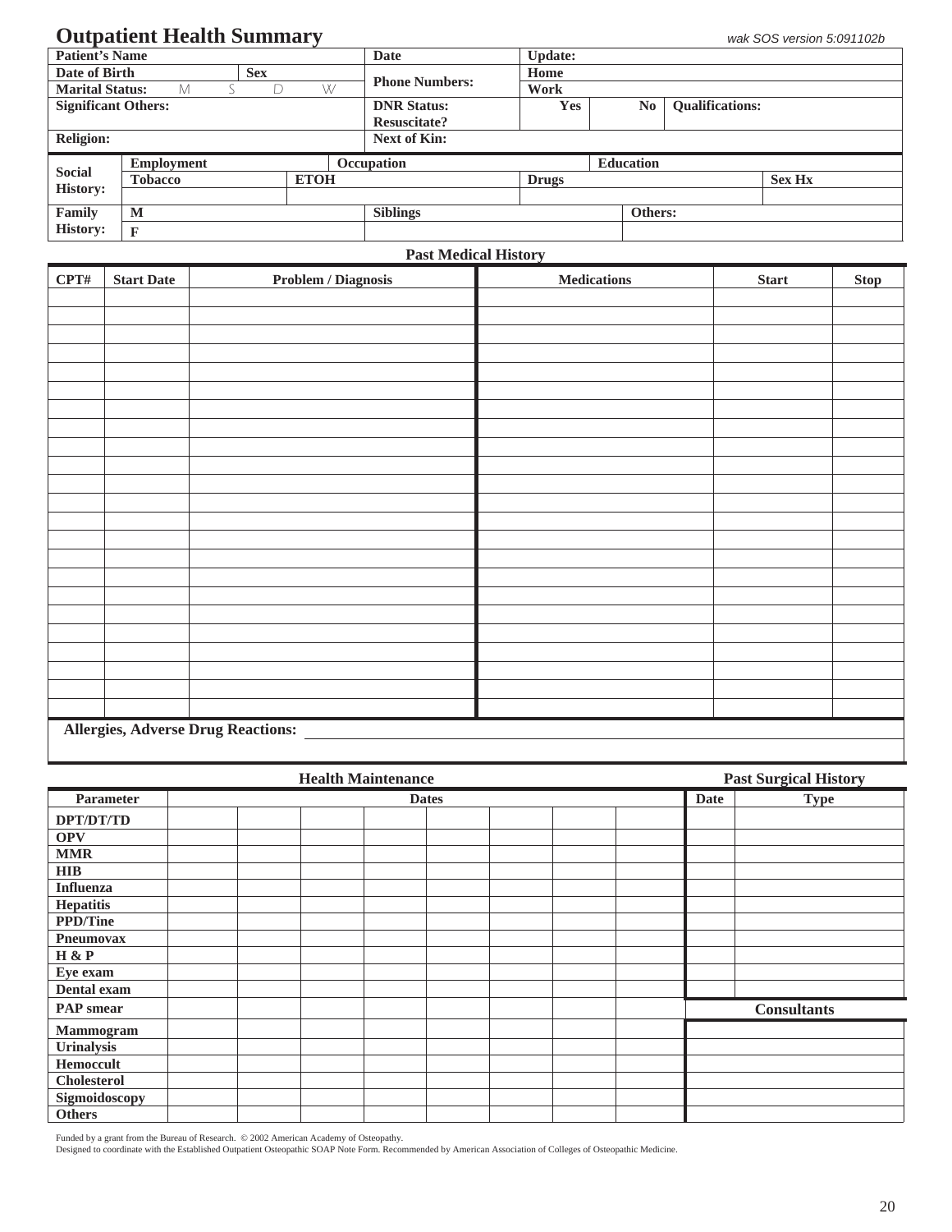# Outpatient Health Summary

*wak SOS version 5:091102b*

| Patient's Name | | | Date | Update: | | |
|---|---|---|---|---|---|---|
| Date of Birth | Sex | | Phone Numbers: | Home | | |
| Marital Status: M S D W | | | | Work | | |
| Significant Others: | | | DNR Status: Resuscitate? | Yes | No | Qualifications: |
| Religion: | | | Next of Kin: | | | |

| Social History: | Employment | | Occupation | | Education | |
|---|---|---|---|---|---|---|
| | Tobacco | ETOH | | Drugs | | Sex Hx |
| | | | | | | |
| Family History: | M | | Siblings | | Others: | |
| | F | | | | | |

**Past Medical History**

| CPT# | Start Date | Problem / Diagnosis | Medications | Start | Stop |
|---|---|---|---|---|---|
| | | | | | |
| | | | | | |
| | | | | | |
| | | | | | |
| | | | | | |
| | | | | | |
| | | | | | |
| | | | | | |
| | | | | | |
| | | | | | |
| | | | | | |
| | | | | | |
| | | | | | |
| | | | | | |
| | | | | | |
| | | | | | |
| | | | | | |
| | | | | | |
| | | | | | |
| | | | | | |
| | | | | | |
| | | | | | |
| | | | | | |

**Allergies, Adverse Drug Reactions:** ______________________________

**Health Maintenance**

| Parameter | Dates | | | | | | | |
|---|---|---|---|---|---|---|---|---|
| DPT/DT/TD | | | | | | | | |
| OPV | | | | | | | | |
| MMR | | | | | | | | |
| HIB | | | | | | | | |
| Influenza | | | | | | | | |
| Hepatitis | | | | | | | | |
| PPD/Tine | | | | | | | | |
| Pneumovax | | | | | | | | |
| H & P | | | | | | | | |
| Eye exam | | | | | | | | |
| Dental exam | | | | | | | | |
| PAP smear | | | | | | | | |
| Mammogram | | | | | | | | |
| Urinalysis | | | | | | | | |
| Hemoccult | | | | | | | | |
| Cholesterol | | | | | | | | |
| Sigmoidoscopy | | | | | | | | |
| Others | | | | | | | | |

**Past Surgical History**

| Date | Type |
|---|---|
| | |
| | |
| | |
| | |
| | |
| | |
| | |
| | |
| | |
| | |
| | |

**Consultants**

| |
|---|
| |
| |
| |
| |
| |
| |

Funded by a grant from the Bureau of Research. © 2002 American Academy of Osteopathy.
Designed to coordinate with the Established Outpatient Osteopathic SOAP Note Form. Recommended by American Association of Colleges of Osteopathic Medicine.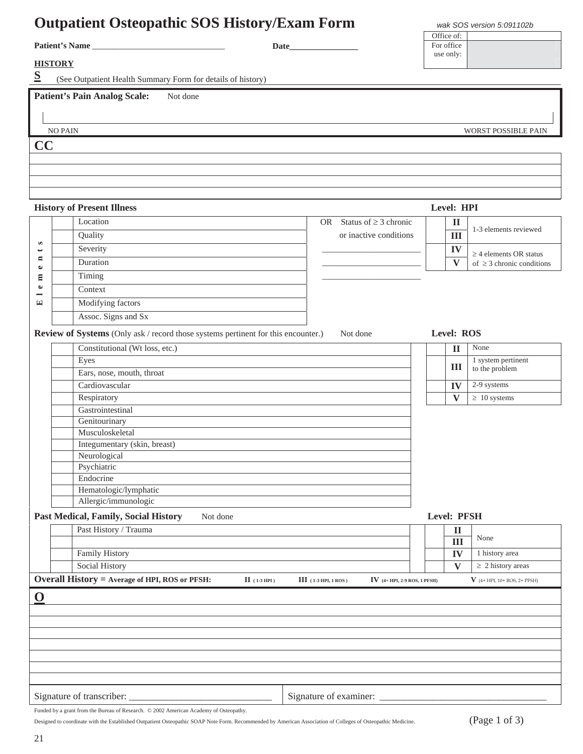# Outpatient Osteopathic SOS History/Exam Form

*wak SOS version 5:091102b*

| Office of: | |
|---|---|
| For office use only: | |

**Patient's Name** ______________________________ **Date**________________

**HISTORY**

**S** (See Outpatient Health Summary Form for details of history)

**Patient's Pain Analog Scale:** Not done

NO PAIN — WORST POSSIBLE PAIN

## CC

---

---

---

---

### History of Present Illness — Level: HPI

| Elements | | OR Status of ≥ 3 chronic or inactive conditions | | Level | |
|---|---|---|---|---|---|
| | Location | | | II | 1-3 elements reviewed |
| | Quality | | | III | |
| | Severity | ______________________ | | IV | ≥ 4 elements OR status of ≥ 3 chronic conditions |
| | Duration | ______________________ | | V | |
| | Timing | ______________________ | | | |
| | Context | | | | |
| | Modifying factors | | | | |
| | Assoc. Signs and Sx | | | | |

### Review of Systems (Only ask / record those systems pertinent for this encounter.) Not done — Level: ROS

| | System | | | Level | |
|---|---|---|---|---|---|
| | Constitutional (Wt loss, etc.) | | | II | None |
| | Eyes | | | III | 1 system pertinent to the problem |
| | Ears, nose, mouth, throat | | | | |
| | Cardiovascular | | | IV | 2-9 systems |
| | Respiratory | | | V | ≥ 10 systems |
| | Gastrointestinal | | | | |
| | Genitourinary | | | | |
| | Musculoskeletal | | | | |
| | Integumentary (skin, breast) | | | | |
| | Neurological | | | | |
| | Psychiatric | | | | |
| | Endocrine | | | | |
| | Hematologic/lymphatic | | | | |
| | Allergic/immunologic | | | | |

### Past Medical, Family, Social History Not done — Level: PFSH

| | History | | | Level | |
|---|---|---|---|---|---|
| | Past History / Trauma | | | II | None |
| | | | | III | |
| | Family History | | | IV | 1 history area |
| | Social History | | | V | ≥ 2 history areas |

**Overall History = Average of HPI, ROS or PFSH:** II (1-3 HPI) III (1-3 HPI, 1 ROS) IV (4+ HPI, 2-9 ROS, 1 PFSH) V (4+ HPI, 10+ ROS, 2+ PFSH)

## O

---

---

---

---

---

---

---

Signature of transcriber: ______________________________ Signature of examiner: ___________________________________

Funded by a grant from the Bureau of Research. © 2002 American Academy of Osteopathy.

Designed to coordinate with the Established Outpatient Osteopathic SOAP Note Form. Recommended by American Association of Colleges of Osteopathic Medicine.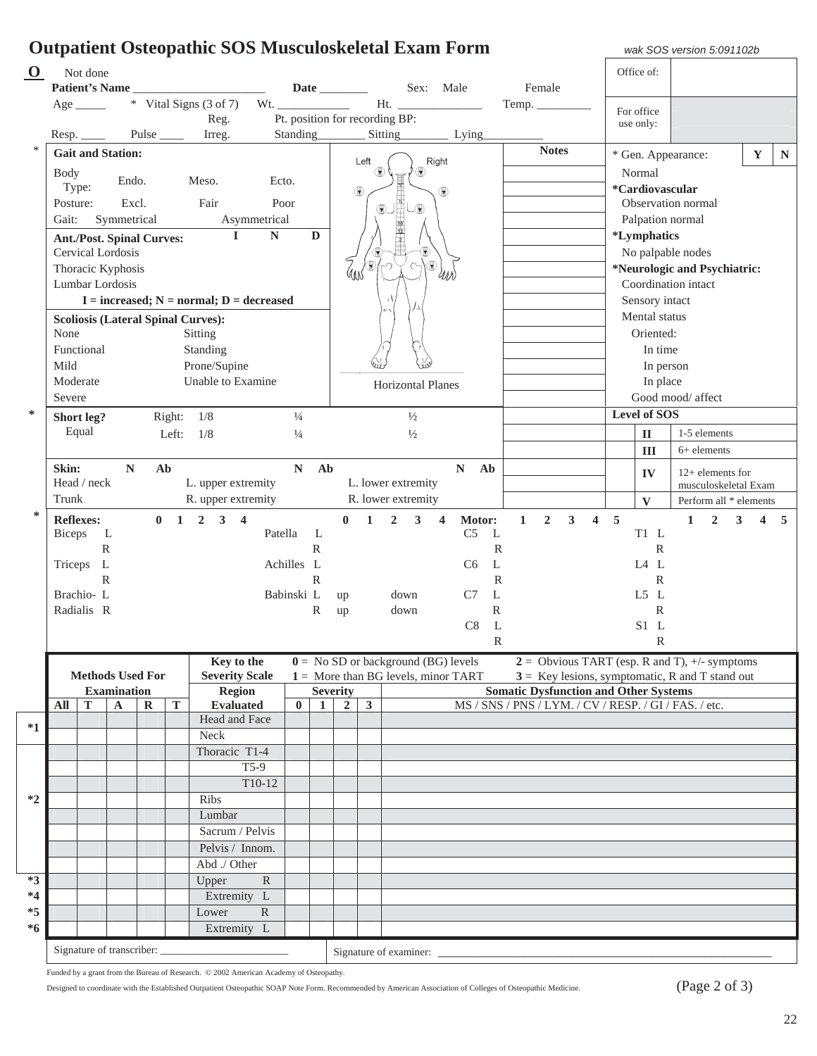# Outpatient Osteopathic SOS Musculoskeletal Exam Form

wak SOS version 5:091102b

**O** Not done

**Patient's Name** ______________________ **Date** ________ Sex: Male Female

Age _____ * Vital Signs (3 of 7) Wt. ____________ Ht. ______________ Temp. _________

Reg. / Irreg. Pt. position for recording BP:

Resp. ____ Pulse ____ Standing________ Sitting________ Lying__________

Office of:

For office use only:

*

**Gait and Station:**

Body Type: Endo. Meso. Ecto.

Posture: Excl. Fair Poor

Gait: Symmetrical Asymmetrical

| **Ant./Post. Spinal Curves:** | **I** | **N** | **D** |
|---|---|---|---|
| Cervical Lordosis | | | |
| Thoracic Kyphosis | | | |
| Lumbar Lordosis | | | |

**I = increased; N = normal; D = decreased**

**Scoliosis (Lateral Spinal Curves):**

| | |
|---|---|
| None | Sitting |
| Functional | Standing |
| Mild | Prone/Supine |
| Moderate | Unable to Examine |
| Severe | |

Left Right

Horizontal Planes

**Notes**

| * Gen. Appearance: | **Y** | **N** |
|---|---|---|
| Normal | | |
| ***Cardiovascular** | | |
| Observation normal | | |
| Palpation normal | | |
| ***Lymphatics** | | |
| No palpable nodes | | |
| ***Neurologic and Psychiatric:** | | |
| Coordination intact | | |
| Sensory intact | | |
| Mental status | | |
| Oriented: | | |
| In time | | |
| In person | | |
| In place | | |
| Good mood/ affect | | |

\* **Short leg?** Equal Right: 1/8 ¼ ½ Left: 1/8 ¼ ½

**Level of SOS**

| | | |
|---|---|---|
| | **II** | 1-5 elements |
| | **III** | 6+ elements |
| | **IV** | 12+ elements for musculoskeletal Exam |
| | **V** | Perform all * elements |

| **Skin:** | **N** | **Ab** | | **N** | **Ab** | | **N** | **Ab** |
|---|---|---|---|---|---|---|---|---|
| Head / neck | | | L. upper extremity | | | L. lower extremity | | |
| Trunk | | | R. upper extremity | | | R. lower extremity | | |

\* **Reflexes:** 0 1 2 3 4

| Reflex | Side | 0 | 1 | 2 | 3 | 4 | Reflex | Side | 0 | 1 | 2 | 3 | 4 |
|---|---|---|---|---|---|---|---|---|---|---|---|---|---|
| Biceps | L | | | | | | Patella | L | | | | | |
| | R | | | | | | | R | | | | | |
| Triceps | L | | | | | | Achilles | L | | | | | |
| | R | | | | | | | R | | | | | |
| Brachio-Radialis | L | | | | | | Babinski | L | up | | down | | |
| | R | | | | | | | R | up | | down | | |

**Motor:** 1 2 3 4 5

| Level | Side | 1 | 2 | 3 | 4 | 5 | Level | Side | 1 | 2 | 3 | 4 | 5 |
|---|---|---|---|---|---|---|---|---|---|---|---|---|---|
| C5 | L | | | | | | T1 | L | | | | | |
| | R | | | | | | | R | | | | | |
| C6 | L | | | | | | L4 | L | | | | | |
| | R | | | | | | | R | | | | | |
| C7 | L | | | | | | L5 | L | | | | | |
| | R | | | | | | | R | | | | | |
| C8 | L | | | | | | S1 | L | | | | | |
| | R | | | | | | | R | | | | | |

**Key to the Severity Scale**

**0** = No SD or background (BG) levels
**1** = More than BG levels, minor TART
**2** = Obvious TART (esp. R and T), +/- symptoms
**3** = Key lesions, symptomatic, R and T stand out

| | **Methods Used For Examination** | | | | | **Region Evaluated** | **Severity** | | | | **Somatic Dysfunction and Other Systems** |
|---|---|---|---|---|---|---|---|---|---|---|---|
| | **All** | **T** | **A** | **R** | **T** | | **0** | **1** | **2** | **3** | MS / SNS / PNS / LYM. / CV / RESP. / GI / FAS. / etc. |
| *1 | | | | | | Head and Face | | | | | |
| | | | | | | Neck | | | | | |
| *2 | | | | | | Thoracic T1-4 | | | | | |
| | | | | | | T5-9 | | | | | |
| | | | | | | T10-12 | | | | | |
| | | | | | | Ribs | | | | | |
| | | | | | | Lumbar | | | | | |
| | | | | | | Sacrum / Pelvis | | | | | |
| | | | | | | Pelvis / Innom. | | | | | |
| | | | | | | Abd ./ Other | | | | | |
| *3 | | | | | | Upper Extremity R | | | | | |
| *4 | | | | | | Upper Extremity L | | | | | |
| *5 | | | | | | Lower Extremity R | | | | | |
| *6 | | | | | | Lower Extremity L | | | | | |

Signature of transcriber: _______________________ Signature of examiner: _______________________

Funded by a grant from the Bureau of Research. © 2002 American Academy of Osteopathy.

Designed to coordinate with the Established Outpatient Osteopathic SOAP Note Form. Recommended by American Association of Colleges of Osteopathic Medicine.

(Page 2 of 3)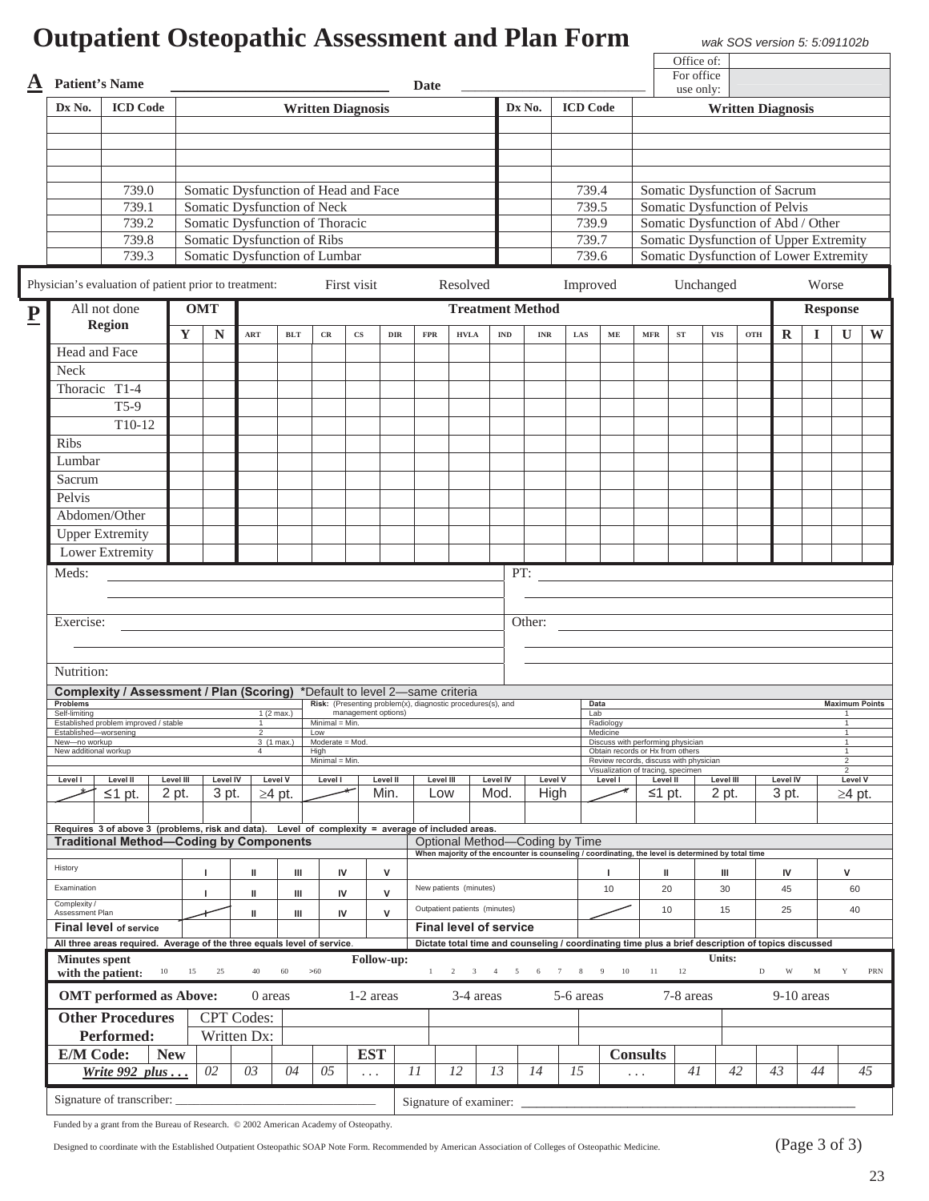# Outpatient Osteopathic Assessment and Plan Form

*wak SOS version 5: 5:091102b*

| | |
|---|---|
| Office of: | |
| For office use only: | |

**A** **Patient's Name** ______________________________ **Date** ___________________________

| Dx No. | ICD Code | Written Diagnosis | Dx No. | ICD Code | Written Diagnosis |
|---|---|---|---|---|---|
| | | | | | |
| | | | | | |
| | | | | | |
| | | | | | |
| | 739.0 | Somatic Dysfunction of Head and Face | | 739.4 | Somatic Dysfunction of Sacrum |
| | 739.1 | Somatic Dysfunction of Neck | | 739.5 | Somatic Dysfunction of Pelvis |
| | 739.2 | Somatic Dysfunction of Thoracic | | 739.9 | Somatic Dysfunction of Abd / Other |
| | 739.8 | Somatic Dysfunction of Ribs | | 739.7 | Somatic Dysfunction of Upper Extremity |
| | 739.3 | Somatic Dysfunction of Lumbar | | 739.6 | Somatic Dysfunction of Lower Extremity |

Physician's evaluation of patient prior to treatment: First visit Resolved Improved Unchanged Worse

**P**

| All not done Region | OMT | | Treatment Method | | | | | | | | | | | | | | | | | Response | | | |
|---|---|---|---|---|---|---|---|---|---|---|---|---|---|---|---|---|---|---|---|---|---|---|---|
| | Y | N | ART | BLT | CR | CS | DIR | FPR | HVLA | IND | INR | LAS | ME | MFR | ST | VIS | OTH | R | I | U | W |
| Head and Face | | | | | | | | | | | | | | | | | | | | | |
| Neck | | | | | | | | | | | | | | | | | | | | | |
| Thoracic T1-4 | | | | | | | | | | | | | | | | | | | | | |
| T5-9 | | | | | | | | | | | | | | | | | | | | | |
| T10-12 | | | | | | | | | | | | | | | | | | | | | |
| Ribs | | | | | | | | | | | | | | | | | | | | | |
| Lumbar | | | | | | | | | | | | | | | | | | | | | |
| Sacrum | | | | | | | | | | | | | | | | | | | | | |
| Pelvis | | | | | | | | | | | | | | | | | | | | | |
| Abdomen/Other | | | | | | | | | | | | | | | | | | | | | |
| Upper Extremity | | | | | | | | | | | | | | | | | | | | | |
| Lower Extremity | | | | | | | | | | | | | | | | | | | | | |

Meds: ______________________________ PT: ______________________________

Exercise: ______________________________ Other: ______________________________

Nutrition:

**Complexity / Assessment / Plan (Scoring)** *Default to level 2—same criteria

| Problems | | Risk: (Presenting problem(x), diagnostic procedures(s), and management options) | Data | Maximum Points |
|---|---|---|---|---|
| Self-limiting | 1 (2 max.) | Minimal = Min. | Lab | 1 |
| Established problem improved / stable | 1 | Low | Radiology | 1 |
| Established—worsening | 2 | Moderate = Mod. | Medicine | 1 |
| New—no workup | 3 (1 max.) | High | Discuss with performing physician | 1 |
| New additional workup | 4 | Minimal = Min. | Obtain records or Hx from others | 1 |
| | | | Review records, discuss with physician | 2 |
| | | | Visualization of tracing, specimen | 2 |

| | Level I | Level II | Level III | Level IV | Level V |
|---|---|---|---|---|---|
| Problems | * | ≤1 pt. | 2 pt. | 3 pt. | ≥4 pt. |
| Risk | * | Min. | Low | Mod. | High |
| Data | * | ≤1 pt. | 2 pt. | 3 pt. | ≥4 pt. |

Requires 3 of above 3 (problems, risk and data). Level of complexity = average of included areas.

**Traditional Method—Coding by Components**

| | | | | | |
|---|---|---|---|---|---|
| History | I | II | III | IV | V |
| Examination | I | II | III | IV | V |
| Complexity / Assessment Plan | I | II | III | IV | V |
| **Final level of service** | | | | | |

All three areas required. Average of the three equals level of service.

**Optional Method—Coding by Time**

When majority of the encounter is counseling / coordinating, the level is determined by total time

| | I | II | III | IV | V |
|---|---|---|---|---|---|
| New patients (minutes) | 10 | 20 | 30 | 45 | 60 |
| Outpatient patients (minutes) | | 10 | 15 | 25 | 40 |
| **Final level of service** | | | | | |

Dictate total time and counseling / coordinating time plus a brief description of topics discussed

**Minutes spent with the patient:** 10 15 25 40 60 >60 **Follow-up:** 1 2 3 4 5 6 7 8 9 10 11 12 **Units:** D W M Y PRN

**OMT performed as Above:** 0 areas 1-2 areas 3-4 areas 5-6 areas 7-8 areas 9-10 areas

| **Other Procedures Performed:** | CPT Codes: | | | | |
|---|---|---|---|---|---|
| | Written Dx: | | | | |

| **E/M Code:** | **New** | | | | | **EST** | | | | | | **Consults** | | | | | |
|---|---|---|---|---|---|---|---|---|---|---|---|---|---|---|---|---|---|
| *Write 992 plus . . .* | 02 | 03 | 04 | 05 | . . . | 11 | 12 | 13 | 14 | 15 | . . . | 41 | 42 | 43 | 44 | 45 |

Signature of transcriber: ______________________________ Signature of examiner: ______________________________

Funded by a grant from the Bureau of Research. © 2002 American Academy of Osteopathy.

Designed to coordinate with the Established Outpatient Osteopathic SOAP Note Form. Recommended by American Association of Colleges of Osteopathic Medicine.

(Page 3 of 3)